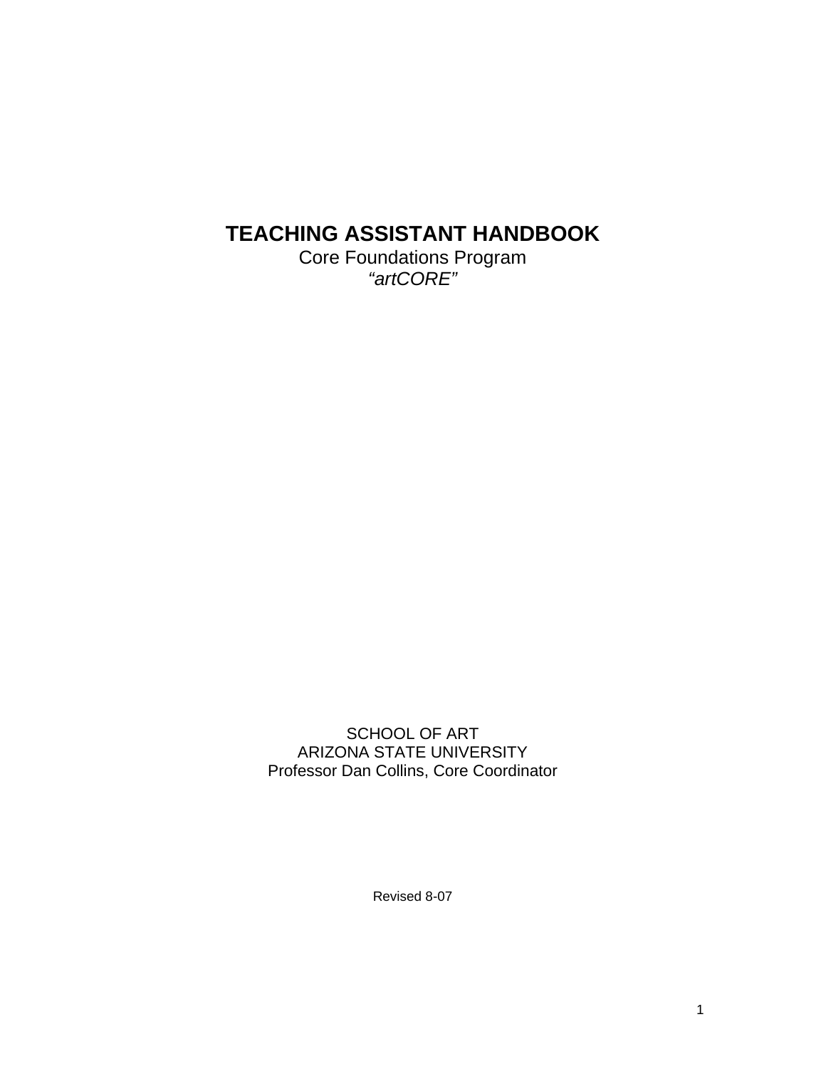# TEACHING ASSISTANT HANDBOOK

Core Foundations Program

*"artCORE"*

SCHOOL OF ART

ARIZONA STATE UNIVERSITY

Professor Dan Collins, Core Coordinator

Revised 8-07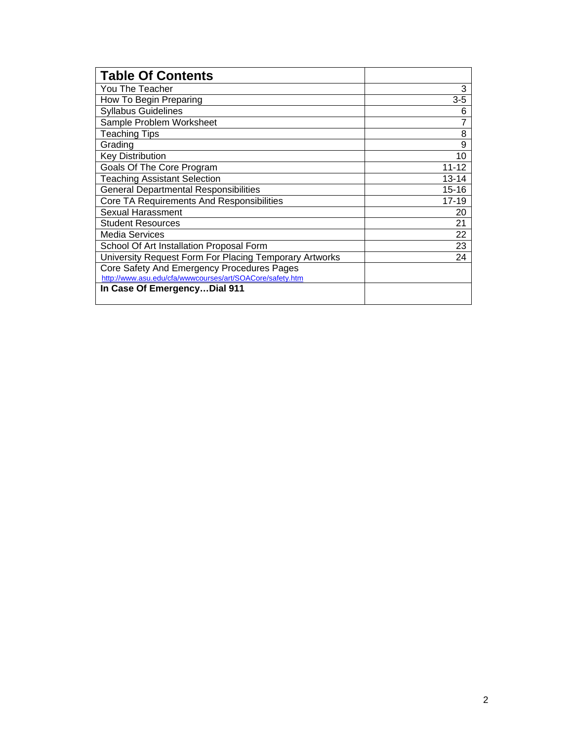| Table Of Contents | |
|---|---|
| You The Teacher | 3 |
| How To Begin Preparing | 3-5 |
| Syllabus Guidelines | 6 |
| Sample Problem Worksheet | 7 |
| Teaching Tips | 8 |
| Grading | 9 |
| Key Distribution | 10 |
| Goals Of The Core Program | 11-12 |
| Teaching Assistant Selection | 13-14 |
| General Departmental Responsibilities | 15-16 |
| Core TA Requirements And Responsibilities | 17-19 |
| Sexual Harassment | 20 |
| Student Resources | 21 |
| Media Services | 22 |
| School Of Art Installation Proposal Form | 23 |
| University Request Form For Placing Temporary Artworks | 24 |
| Core Safety And Emergency Procedures Pages http://www.asu.edu/cfa/wwwcourses/art/SOACore/safety.htm | |
| **In Case Of Emergency…Dial 911** | |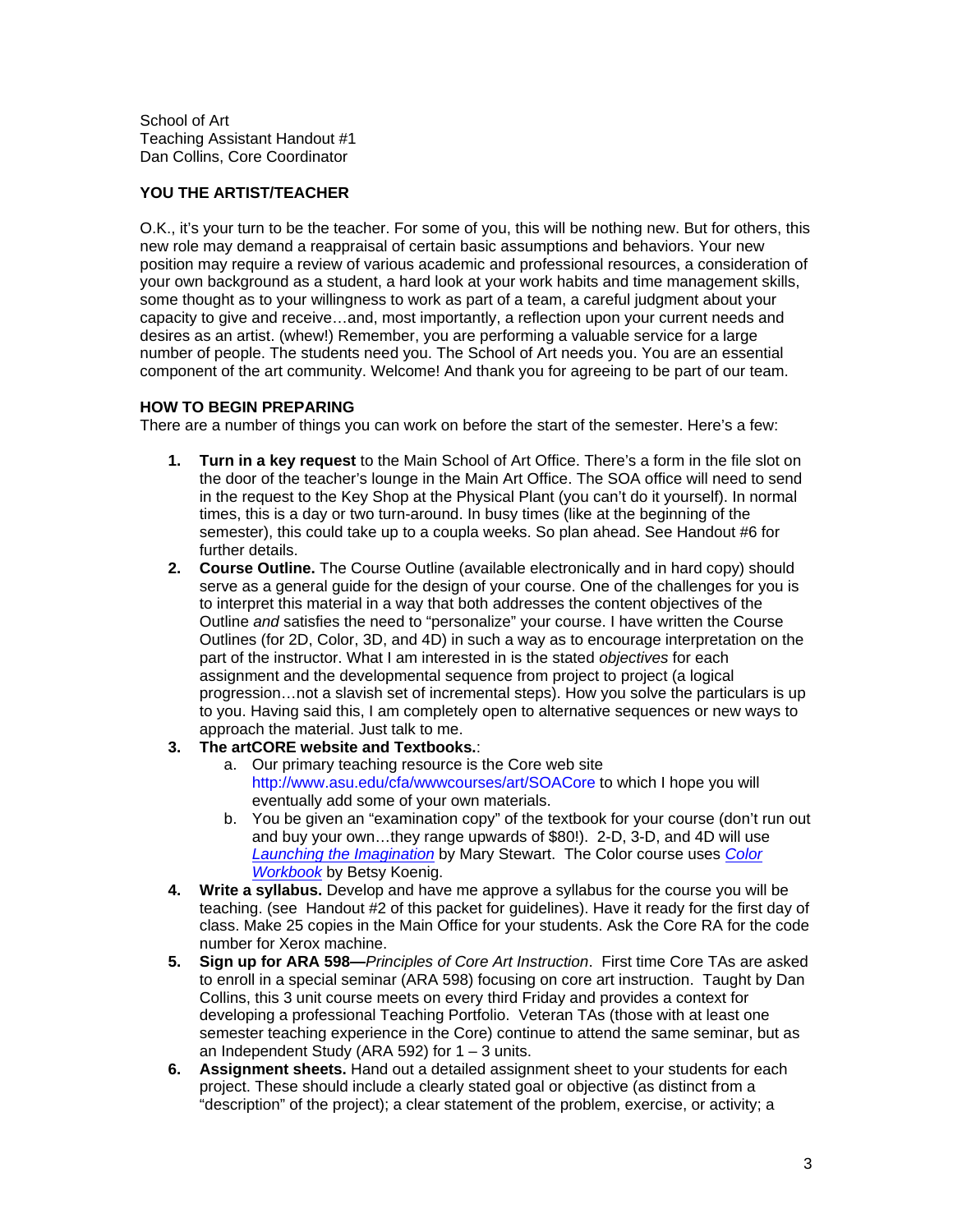School of Art
Teaching Assistant Handout #1
Dan Collins, Core Coordinator

## YOU THE ARTIST/TEACHER

O.K., it's your turn to be the teacher. For some of you, this will be nothing new. But for others, this new role may demand a reappraisal of certain basic assumptions and behaviors. Your new position may require a review of various academic and professional resources, a consideration of your own background as a student, a hard look at your work habits and time management skills, some thought as to your willingness to work as part of a team, a careful judgment about your capacity to give and receive…and, most importantly, a reflection upon your current needs and desires as an artist. (whew!) Remember, you are performing a valuable service for a large number of people. The students need you. The School of Art needs you. You are an essential component of the art community. Welcome! And thank you for agreeing to be part of our team.

## HOW TO BEGIN PREPARING

There are a number of things you can work on before the start of the semester. Here's a few:

1. **Turn in a key request** to the Main School of Art Office. There's a form in the file slot on the door of the teacher's lounge in the Main Art Office. The SOA office will need to send in the request to the Key Shop at the Physical Plant (you can't do it yourself). In normal times, this is a day or two turn-around. In busy times (like at the beginning of the semester), this could take up to a coupla weeks. So plan ahead. See Handout #6 for further details.
2. **Course Outline.** The Course Outline (available electronically and in hard copy) should serve as a general guide for the design of your course. One of the challenges for you is to interpret this material in a way that both addresses the content objectives of the Outline *and* satisfies the need to "personalize" your course. I have written the Course Outlines (for 2D, Color, 3D, and 4D) in such a way as to encourage interpretation on the part of the instructor. What I am interested in is the stated *objectives* for each assignment and the developmental sequence from project to project (a logical progression…not a slavish set of incremental steps). How you solve the particulars is up to you. Having said this, I am completely open to alternative sequences or new ways to approach the material. Just talk to me.
3. **The artCORE website and Textbooks.**:
   a. Our primary teaching resource is the Core web site http://www.asu.edu/cfa/wwwcourses/art/SOACore to which I hope you will eventually add some of your own materials.
   b. You be given an "examination copy" of the textbook for your course (don't run out and buy your own…they range upwards of $80!). 2-D, 3-D, and 4D will use *Launching the Imagination* by Mary Stewart. The Color course uses *Color Workbook* by Betsy Koenig.
4. **Write a syllabus.** Develop and have me approve a syllabus for the course you will be teaching. (see Handout #2 of this packet for guidelines). Have it ready for the first day of class. Make 25 copies in the Main Office for your students. Ask the Core RA for the code number for Xerox machine.
5. **Sign up for ARA 598—***Principles of Core Art Instruction*. First time Core TAs are asked to enroll in a special seminar (ARA 598) focusing on core art instruction. Taught by Dan Collins, this 3 unit course meets on every third Friday and provides a context for developing a professional Teaching Portfolio. Veteran TAs (those with at least one semester teaching experience in the Core) continue to attend the same seminar, but as an Independent Study (ARA 592) for 1 – 3 units.
6. **Assignment sheets.** Hand out a detailed assignment sheet to your students for each project. These should include a clearly stated goal or objective (as distinct from a "description" of the project); a clear statement of the problem, exercise, or activity; a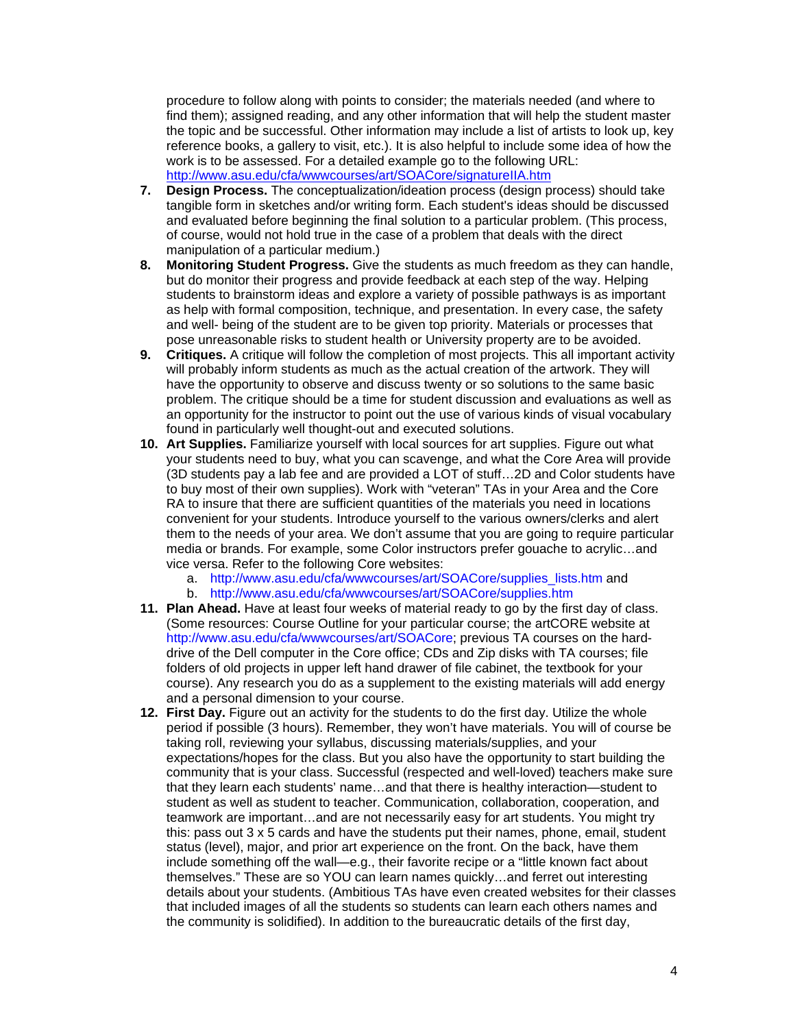procedure to follow along with points to consider; the materials needed (and where to find them); assigned reading, and any other information that will help the student master the topic and be successful. Other information may include a list of artists to look up, key reference books, a gallery to visit, etc.). It is also helpful to include some idea of how the work is to be assessed. For a detailed example go to the following URL: http://www.asu.edu/cfa/wwwcourses/art/SOACore/signatureIIA.htm

7. **Design Process.** The conceptualization/ideation process (design process) should take tangible form in sketches and/or writing form. Each student's ideas should be discussed and evaluated before beginning the final solution to a particular problem. (This process, of course, would not hold true in the case of a problem that deals with the direct manipulation of a particular medium.)
8. **Monitoring Student Progress.** Give the students as much freedom as they can handle, but do monitor their progress and provide feedback at each step of the way. Helping students to brainstorm ideas and explore a variety of possible pathways is as important as help with formal composition, technique, and presentation. In every case, the safety and well- being of the student are to be given top priority. Materials or processes that pose unreasonable risks to student health or University property are to be avoided.
9. **Critiques.** A critique will follow the completion of most projects. This all important activity will probably inform students as much as the actual creation of the artwork. They will have the opportunity to observe and discuss twenty or so solutions to the same basic problem. The critique should be a time for student discussion and evaluations as well as an opportunity for the instructor to point out the use of various kinds of visual vocabulary found in particularly well thought-out and executed solutions.
10. **Art Supplies.** Familiarize yourself with local sources for art supplies. Figure out what your students need to buy, what you can scavenge, and what the Core Area will provide (3D students pay a lab fee and are provided a LOT of stuff…2D and Color students have to buy most of their own supplies). Work with "veteran" TAs in your Area and the Core RA to insure that there are sufficient quantities of the materials you need in locations convenient for your students. Introduce yourself to the various owners/clerks and alert them to the needs of your area. We don't assume that you are going to require particular media or brands. For example, some Color instructors prefer gouache to acrylic…and vice versa. Refer to the following Core websites:
    a. http://www.asu.edu/cfa/wwwcourses/art/SOACore/supplies_lists.htm and
    b. http://www.asu.edu/cfa/wwwcourses/art/SOACore/supplies.htm
11. **Plan Ahead.** Have at least four weeks of material ready to go by the first day of class. (Some resources: Course Outline for your particular course; the artCORE website at http://www.asu.edu/cfa/wwwcourses/art/SOACore; previous TA courses on the hard-drive of the Dell computer in the Core office; CDs and Zip disks with TA courses; file folders of old projects in upper left hand drawer of file cabinet, the textbook for your course). Any research you do as a supplement to the existing materials will add energy and a personal dimension to your course.
12. **First Day.** Figure out an activity for the students to do the first day. Utilize the whole period if possible (3 hours). Remember, they won't have materials. You will of course be taking roll, reviewing your syllabus, discussing materials/supplies, and your expectations/hopes for the class. But you also have the opportunity to start building the community that is your class. Successful (respected and well-loved) teachers make sure that they learn each students' name…and that there is healthy interaction—student to student as well as student to teacher. Communication, collaboration, cooperation, and teamwork are important…and are not necessarily easy for art students. You might try this: pass out 3 x 5 cards and have the students put their names, phone, email, student status (level), major, and prior art experience on the front. On the back, have them include something off the wall—e.g., their favorite recipe or a "little known fact about themselves." These are so YOU can learn names quickly…and ferret out interesting details about your students. (Ambitious TAs have even created websites for their classes that included images of all the students so students can learn each others names and the community is solidified). In addition to the bureaucratic details of the first day,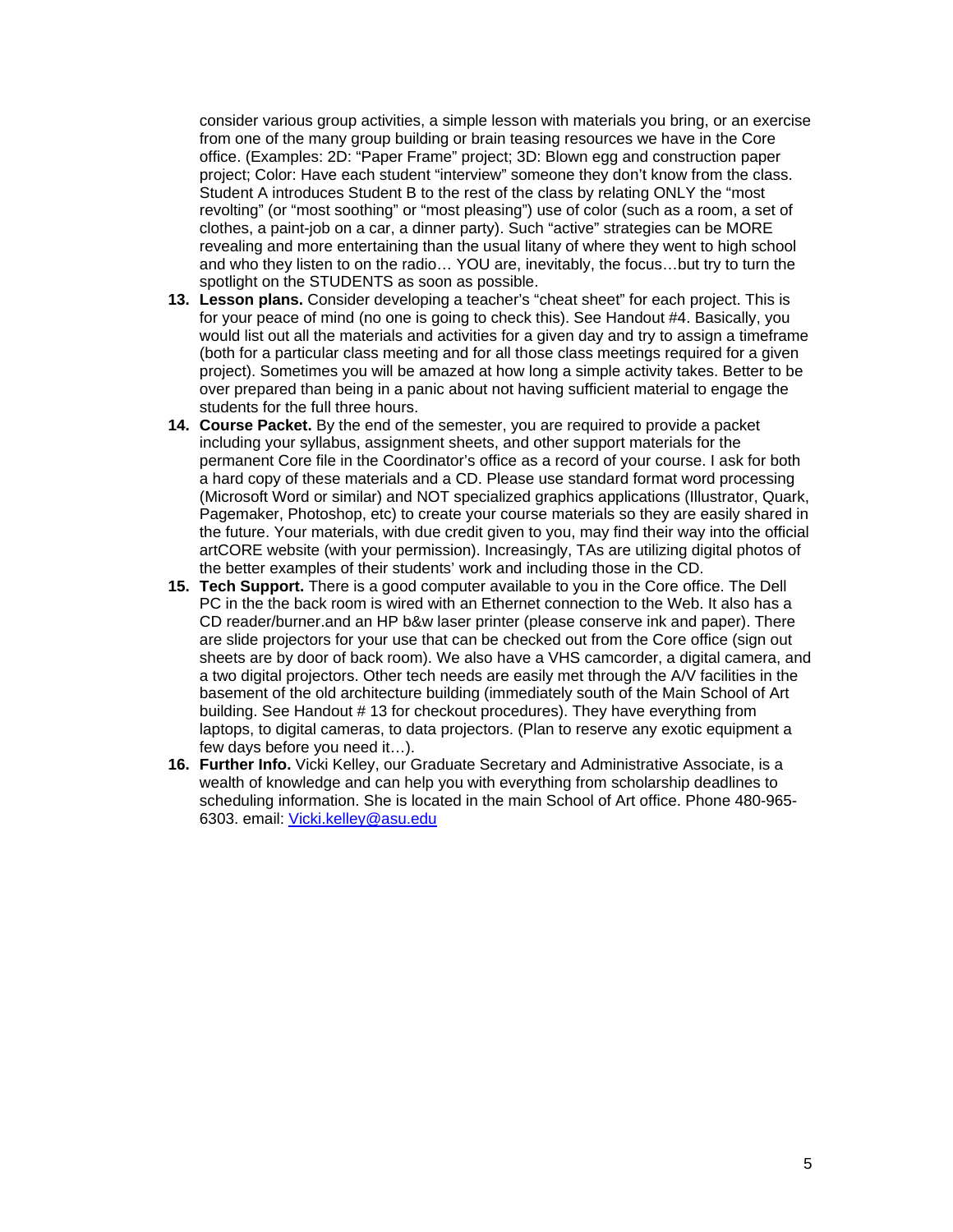consider various group activities, a simple lesson with materials you bring, or an exercise from one of the many group building or brain teasing resources we have in the Core office. (Examples: 2D: "Paper Frame" project; 3D: Blown egg and construction paper project; Color: Have each student "interview" someone they don't know from the class. Student A introduces Student B to the rest of the class by relating ONLY the "most revolting" (or "most soothing" or "most pleasing") use of color (such as a room, a set of clothes, a paint-job on a car, a dinner party). Such "active" strategies can be MORE revealing and more entertaining than the usual litany of where they went to high school and who they listen to on the radio… YOU are, inevitably, the focus…but try to turn the spotlight on the STUDENTS as soon as possible.

13. **Lesson plans.** Consider developing a teacher's "cheat sheet" for each project. This is for your peace of mind (no one is going to check this). See Handout #4. Basically, you would list out all the materials and activities for a given day and try to assign a timeframe (both for a particular class meeting and for all those class meetings required for a given project). Sometimes you will be amazed at how long a simple activity takes. Better to be over prepared than being in a panic about not having sufficient material to engage the students for the full three hours.
14. **Course Packet.** By the end of the semester, you are required to provide a packet including your syllabus, assignment sheets, and other support materials for the permanent Core file in the Coordinator's office as a record of your course. I ask for both a hard copy of these materials and a CD. Please use standard format word processing (Microsoft Word or similar) and NOT specialized graphics applications (Illustrator, Quark, Pagemaker, Photoshop, etc) to create your course materials so they are easily shared in the future. Your materials, with due credit given to you, may find their way into the official artCORE website (with your permission). Increasingly, TAs are utilizing digital photos of the better examples of their students' work and including those in the CD.
15. **Tech Support.** There is a good computer available to you in the Core office. The Dell PC in the the back room is wired with an Ethernet connection to the Web. It also has a CD reader/burner.and an HP b&w laser printer (please conserve ink and paper). There are slide projectors for your use that can be checked out from the Core office (sign out sheets are by door of back room). We also have a VHS camcorder, a digital camera, and a two digital projectors. Other tech needs are easily met through the A/V facilities in the basement of the old architecture building (immediately south of the Main School of Art building. See Handout # 13 for checkout procedures). They have everything from laptops, to digital cameras, to data projectors. (Plan to reserve any exotic equipment a few days before you need it…).
16. **Further Info.** Vicki Kelley, our Graduate Secretary and Administrative Associate, is a wealth of knowledge and can help you with everything from scholarship deadlines to scheduling information. She is located in the main School of Art office. Phone 480-965-6303. email: [Vicki.kelley@asu.edu](mailto:Vicki.kelley@asu.edu)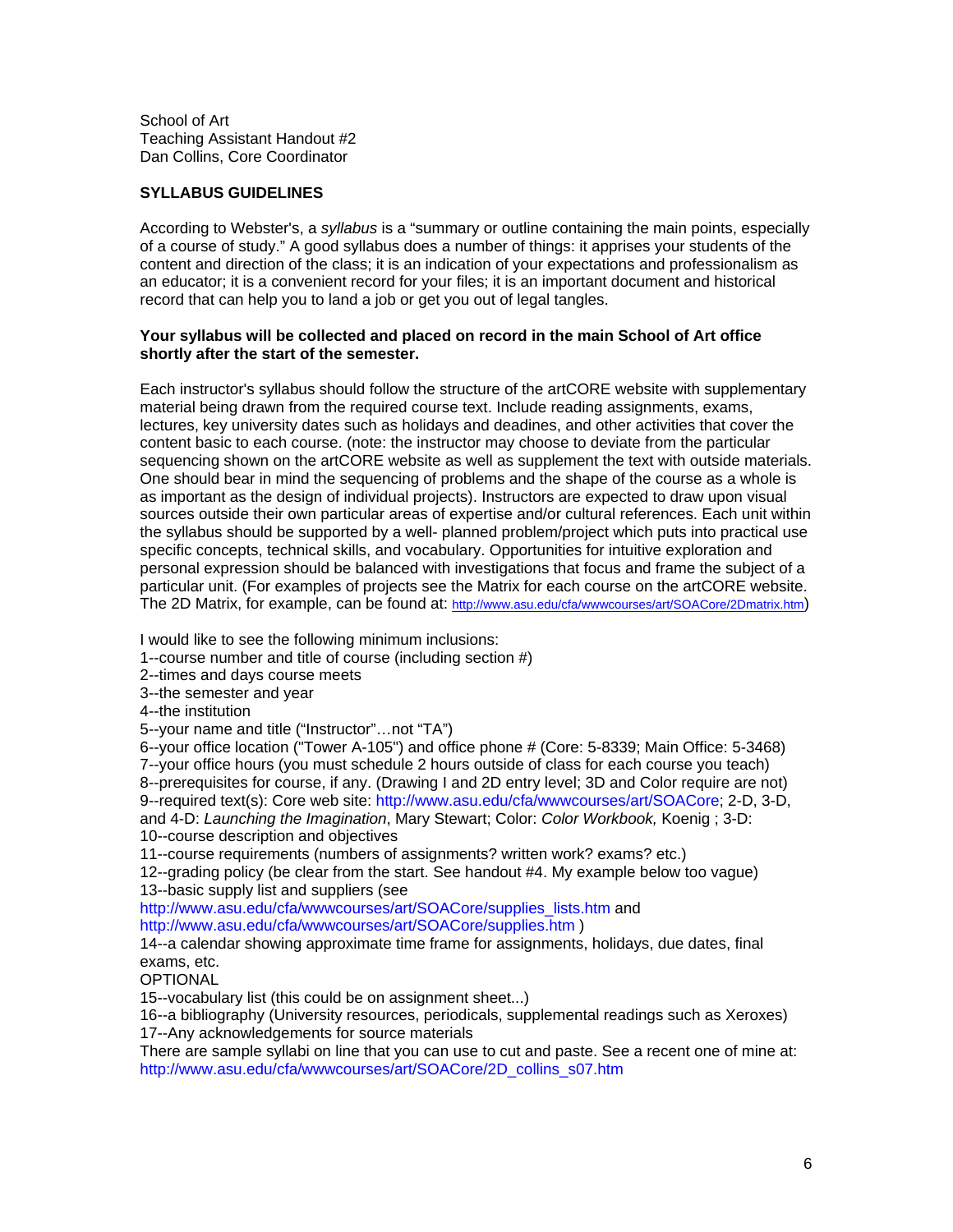School of Art
Teaching Assistant Handout #2
Dan Collins, Core Coordinator

**SYLLABUS GUIDELINES**

According to Webster's, a *syllabus* is a "summary or outline containing the main points, especially of a course of study." A good syllabus does a number of things: it apprises your students of the content and direction of the class; it is an indication of your expectations and professionalism as an educator; it is a convenient record for your files; it is an important document and historical record that can help you to land a job or get you out of legal tangles.

**Your syllabus will be collected and placed on record in the main School of Art office shortly after the start of the semester.**

Each instructor's syllabus should follow the structure of the artCORE website with supplementary material being drawn from the required course text. Include reading assignments, exams, lectures, key university dates such as holidays and deadlines, and other activities that cover the content basic to each course. (note: the instructor may choose to deviate from the particular sequencing shown on the artCORE website as well as supplement the text with outside materials. One should bear in mind the sequencing of problems and the shape of the course as a whole is as important as the design of individual projects). Instructors are expected to draw upon visual sources outside their own particular areas of expertise and/or cultural references. Each unit within the syllabus should be supported by a well- planned problem/project which puts into practical use specific concepts, technical skills, and vocabulary. Opportunities for intuitive exploration and personal expression should be balanced with investigations that focus and frame the subject of a particular unit. (For examples of projects see the Matrix for each course on the artCORE website. The 2D Matrix, for example, can be found at: http://www.asu.edu/cfa/wwwcourses/art/SOACore/2Dmatrix.htm)

I would like to see the following minimum inclusions:
1--course number and title of course (including section #)
2--times and days course meets
3--the semester and year
4--the institution
5--your name and title ("Instructor"…not "TA")
6--your office location ("Tower A-105") and office phone # (Core: 5-8339; Main Office: 5-3468)
7--your office hours (you must schedule 2 hours outside of class for each course you teach)
8--prerequisites for course, if any. (Drawing I and 2D entry level; 3D and Color require are not)
9--required text(s): Core web site: http://www.asu.edu/cfa/wwwcourses/art/SOACore; 2-D, 3-D, and 4-D: *Launching the Imagination*, Mary Stewart; Color: *Color Workbook,* Koenig ; 3-D:
10--course description and objectives
11--course requirements (numbers of assignments? written work? exams? etc.)
12--grading policy (be clear from the start. See handout #4. My example below too vague)
13--basic supply list and suppliers (see http://www.asu.edu/cfa/wwwcourses/art/SOACore/supplies_lists.htm and http://www.asu.edu/cfa/wwwcourses/art/SOACore/supplies.htm )
14--a calendar showing approximate time frame for assignments, holidays, due dates, final exams, etc.
OPTIONAL
15--vocabulary list (this could be on assignment sheet...)
16--a bibliography (University resources, periodicals, supplemental readings such as Xeroxes)
17--Any acknowledgements for source materials
There are sample syllabi on line that you can use to cut and paste. See a recent one of mine at: http://www.asu.edu/cfa/wwwcourses/art/SOACore/2D_collins_s07.htm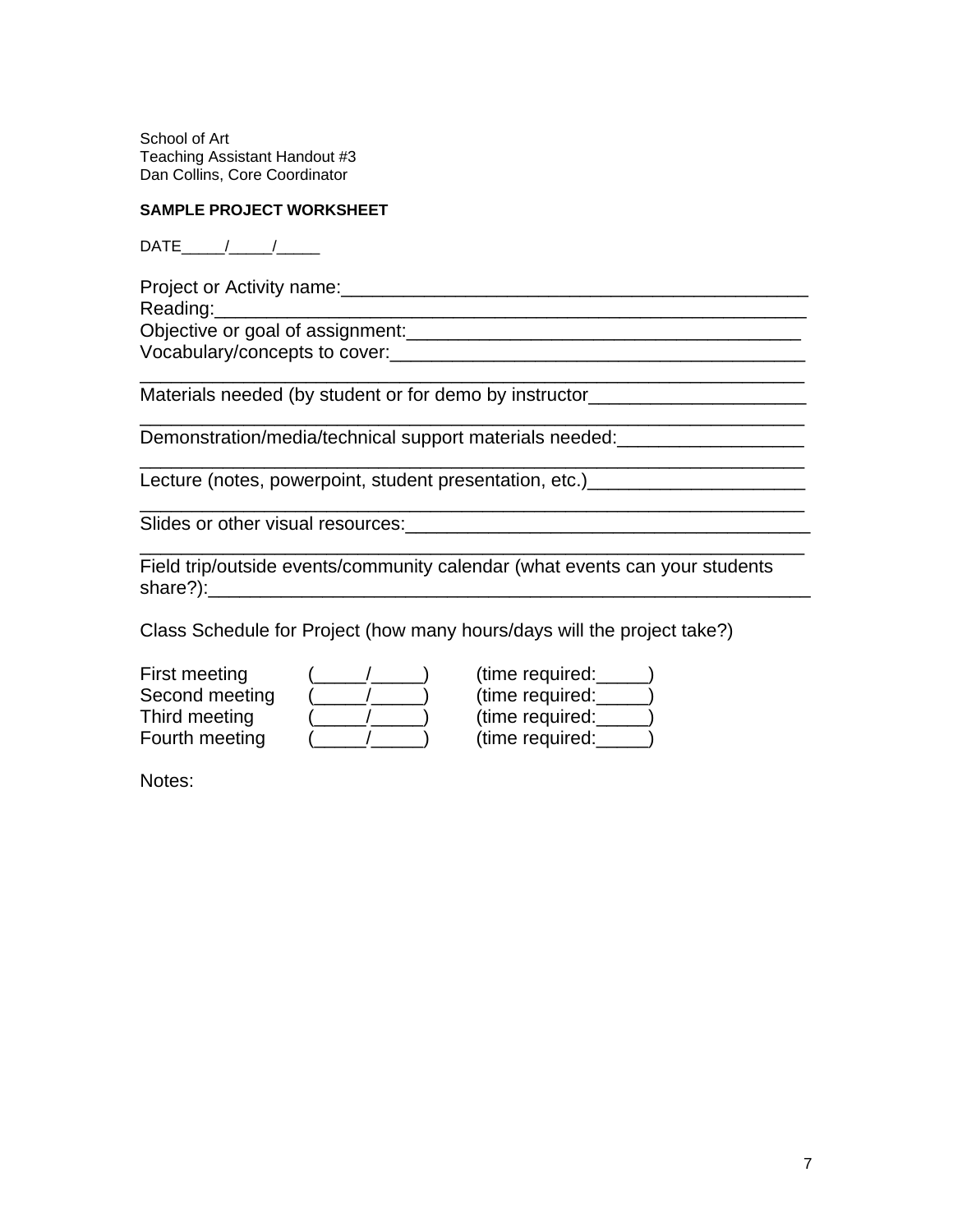School of Art
Teaching Assistant Handout #3
Dan Collins, Core Coordinator

**SAMPLE PROJECT WORKSHEET**

DATE_____/_____/_____

Project or Activity name:_______________________________________________
Reading:____________________________________________________________
Objective or goal of assignment:_______________________________________
Vocabulary/concepts to cover:_________________________________________
_________________________________________________________________
Materials needed (by student or for demo by instructor_____________________
_________________________________________________________________
Demonstration/media/technical support materials needed:__________________
_________________________________________________________________
Lecture (notes, powerpoint, student presentation, etc.)_____________________
_________________________________________________________________
Slides or other visual resources:_______________________________________
_________________________________________________________________
Field trip/outside events/community calendar (what events can your students share?):_____________________________________________________________

Class Schedule for Project (how many hours/days will the project take?)

| | | |
|---|---|---|
| First meeting | (_____/_____) | (time required:_____) |
| Second meeting | (_____/_____) | (time required:_____) |
| Third meeting | (_____/_____) | (time required:_____) |
| Fourth meeting | (_____/_____) | (time required:_____) |

Notes: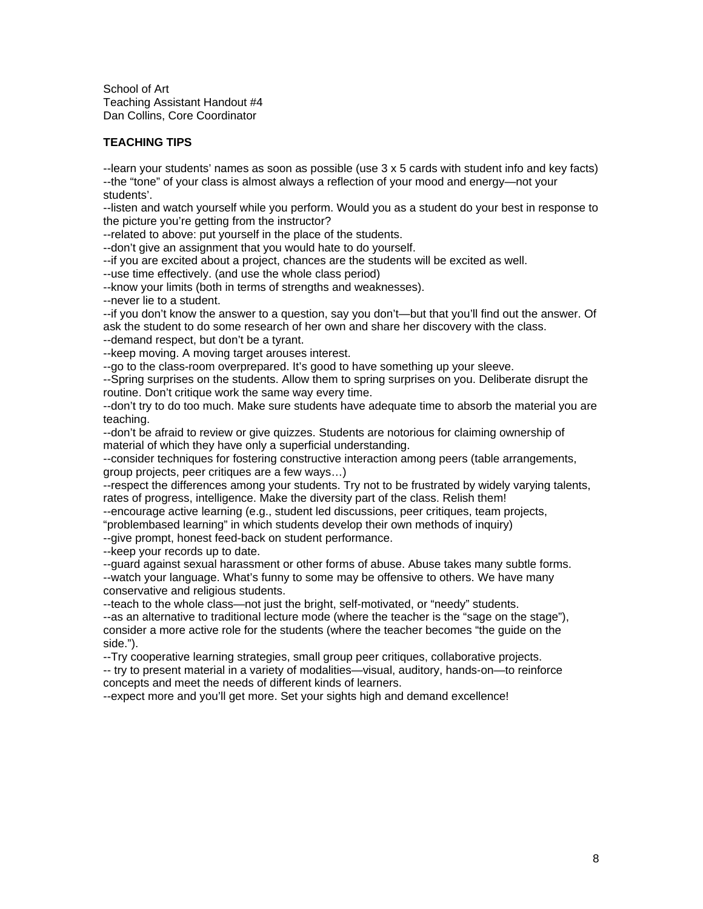School of Art
Teaching Assistant Handout #4
Dan Collins, Core Coordinator

**TEACHING TIPS**

--learn your students' names as soon as possible (use 3 x 5 cards with student info and key facts)
--the "tone" of your class is almost always a reflection of your mood and energy—not your students'.
--listen and watch yourself while you perform. Would you as a student do your best in response to the picture you're getting from the instructor?
--related to above: put yourself in the place of the students.
--don't give an assignment that you would hate to do yourself.
--if you are excited about a project, chances are the students will be excited as well.
--use time effectively. (and use the whole class period)
--know your limits (both in terms of strengths and weaknesses).
--never lie to a student.
--if you don't know the answer to a question, say you don't—but that you'll find out the answer. Of ask the student to do some research of her own and share her discovery with the class.
--demand respect, but don't be a tyrant.
--keep moving. A moving target arouses interest.
--go to the class-room overprepared. It's good to have something up your sleeve.
--Spring surprises on the students. Allow them to spring surprises on you. Deliberate disrupt the routine. Don't critique work the same way every time.
--don't try to do too much. Make sure students have adequate time to absorb the material you are teaching.
--don't be afraid to review or give quizzes. Students are notorious for claiming ownership of material of which they have only a superficial understanding.
--consider techniques for fostering constructive interaction among peers (table arrangements, group projects, peer critiques are a few ways…)
--respect the differences among your students. Try not to be frustrated by widely varying talents, rates of progress, intelligence. Make the diversity part of the class. Relish them!
--encourage active learning (e.g., student led discussions, peer critiques, team projects, "problembased learning" in which students develop their own methods of inquiry)
--give prompt, honest feed-back on student performance.
--keep your records up to date.
--guard against sexual harassment or other forms of abuse. Abuse takes many subtle forms.
--watch your language. What's funny to some may be offensive to others. We have many conservative and religious students.
--teach to the whole class—not just the bright, self-motivated, or "needy" students.
--as an alternative to traditional lecture mode (where the teacher is the "sage on the stage"), consider a more active role for the students (where the teacher becomes "the guide on the side.").
--Try cooperative learning strategies, small group peer critiques, collaborative projects.
-- try to present material in a variety of modalities—visual, auditory, hands-on—to reinforce concepts and meet the needs of different kinds of learners.
--expect more and you'll get more. Set your sights high and demand excellence!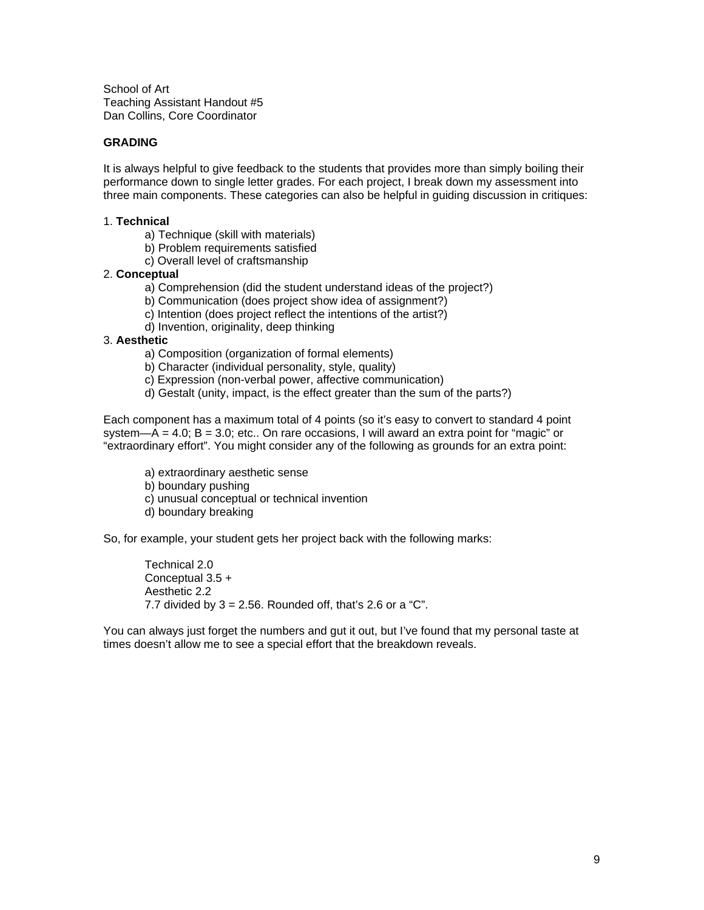School of Art
Teaching Assistant Handout #5
Dan Collins, Core Coordinator

**GRADING**

It is always helpful to give feedback to the students that provides more than simply boiling their performance down to single letter grades. For each project, I break down my assessment into three main components. These categories can also be helpful in guiding discussion in critiques:

1. **Technical**
    - a) Technique (skill with materials)
    - b) Problem requirements satisfied
    - c) Overall level of craftsmanship
2. **Conceptual**
    - a) Comprehension (did the student understand ideas of the project?)
    - b) Communication (does project show idea of assignment?)
    - c) Intention (does project reflect the intentions of the artist?)
    - d) Invention, originality, deep thinking
3. **Aesthetic**
    - a) Composition (organization of formal elements)
    - b) Character (individual personality, style, quality)
    - c) Expression (non-verbal power, affective communication)
    - d) Gestalt (unity, impact, is the effect greater than the sum of the parts?)

Each component has a maximum total of 4 points (so it's easy to convert to standard 4 point system—A = 4.0; B = 3.0; etc.. On rare occasions, I will award an extra point for "magic" or "extraordinary effort". You might consider any of the following as grounds for an extra point:

- a) extraordinary aesthetic sense
- b) boundary pushing
- c) unusual conceptual or technical invention
- d) boundary breaking

So, for example, your student gets her project back with the following marks:

> Technical 2.0
> Conceptual 3.5 +
> Aesthetic 2.2
> 7.7 divided by 3 = 2.56. Rounded off, that's 2.6 or a "C".

You can always just forget the numbers and gut it out, but I've found that my personal taste at times doesn't allow me to see a special effort that the breakdown reveals.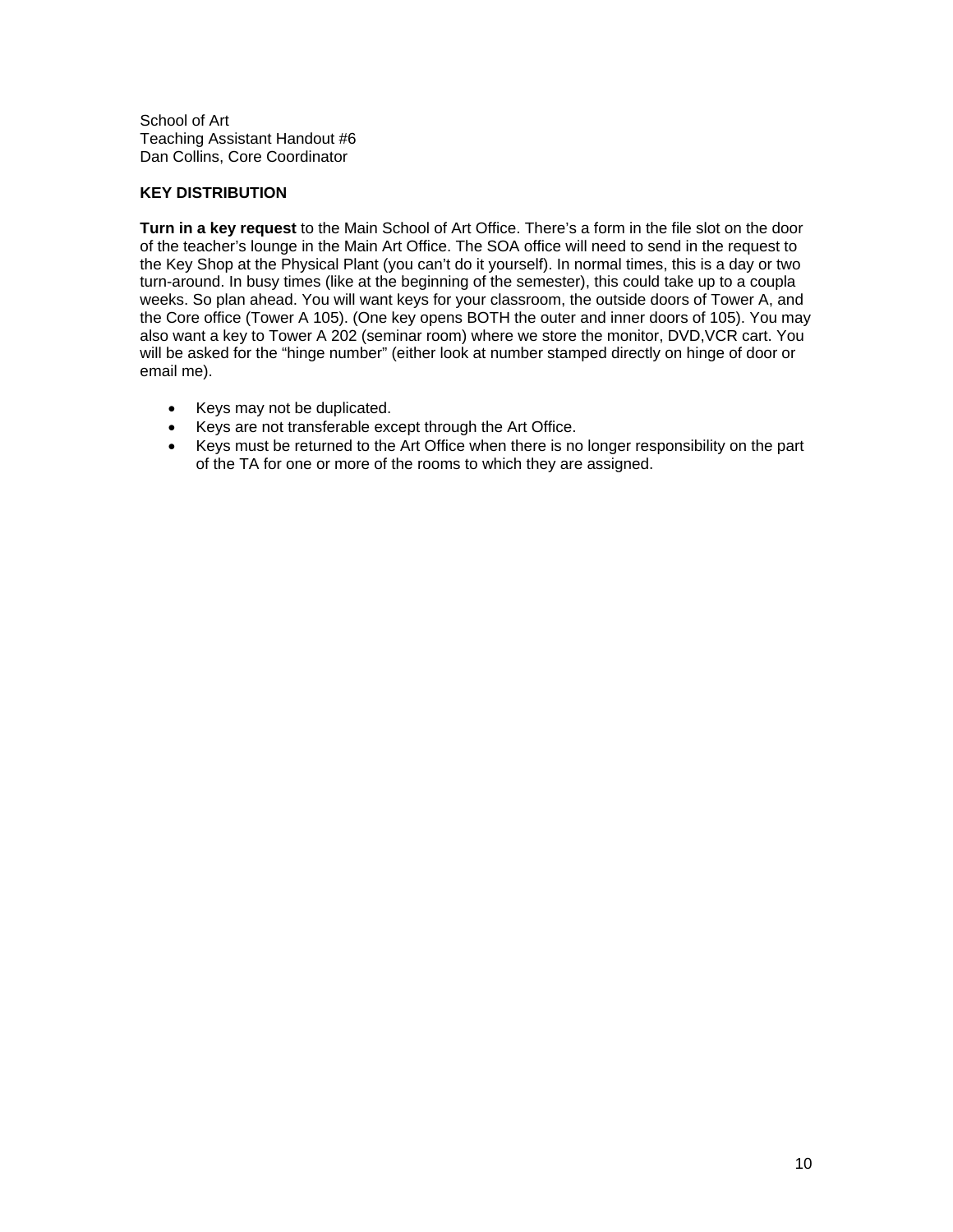School of Art
Teaching Assistant Handout #6
Dan Collins, Core Coordinator

**KEY DISTRIBUTION**

**Turn in a key request** to the Main School of Art Office. There's a form in the file slot on the door of the teacher's lounge in the Main Art Office. The SOA office will need to send in the request to the Key Shop at the Physical Plant (you can't do it yourself). In normal times, this is a day or two turn-around. In busy times (like at the beginning of the semester), this could take up to a coupla weeks. So plan ahead. You will want keys for your classroom, the outside doors of Tower A, and the Core office (Tower A 105). (One key opens BOTH the outer and inner doors of 105). You may also want a key to Tower A 202 (seminar room) where we store the monitor, DVD,VCR cart. You will be asked for the "hinge number" (either look at number stamped directly on hinge of door or email me).

- Keys may not be duplicated.
- Keys are not transferable except through the Art Office.
- Keys must be returned to the Art Office when there is no longer responsibility on the part of the TA for one or more of the rooms to which they are assigned.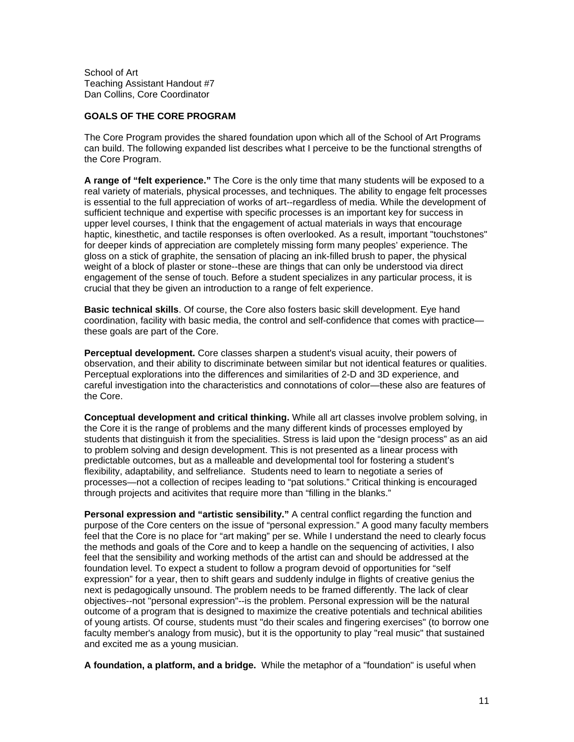School of Art
Teaching Assistant Handout #7
Dan Collins, Core Coordinator

**GOALS OF THE CORE PROGRAM**

The Core Program provides the shared foundation upon which all of the School of Art Programs can build. The following expanded list describes what I perceive to be the functional strengths of the Core Program.

**A range of "felt experience."** The Core is the only time that many students will be exposed to a real variety of materials, physical processes, and techniques. The ability to engage felt processes is essential to the full appreciation of works of art--regardless of media. While the development of sufficient technique and expertise with specific processes is an important key for success in upper level courses, I think that the engagement of actual materials in ways that encourage haptic, kinesthetic, and tactile responses is often overlooked. As a result, important "touchstones" for deeper kinds of appreciation are completely missing form many peoples' experience. The gloss on a stick of graphite, the sensation of placing an ink-filled brush to paper, the physical weight of a block of plaster or stone--these are things that can only be understood via direct engagement of the sense of touch. Before a student specializes in any particular process, it is crucial that they be given an introduction to a range of felt experience.

**Basic technical skills**. Of course, the Core also fosters basic skill development. Eye hand coordination, facility with basic media, the control and self-confidence that comes with practice—these goals are part of the Core.

**Perceptual development.** Core classes sharpen a student's visual acuity, their powers of observation, and their ability to discriminate between similar but not identical features or qualities. Perceptual explorations into the differences and similarities of 2-D and 3D experience, and careful investigation into the characteristics and connotations of color—these also are features of the Core.

**Conceptual development and critical thinking.** While all art classes involve problem solving, in the Core it is the range of problems and the many different kinds of processes employed by students that distinguish it from the specialities. Stress is laid upon the "design process" as an aid to problem solving and design development. This is not presented as a linear process with predictable outcomes, but as a malleable and developmental tool for fostering a student's flexibility, adaptability, and selfreliance. Students need to learn to negotiate a series of processes—not a collection of recipes leading to "pat solutions." Critical thinking is encouraged through projects and acitivites that require more than "filling in the blanks."

**Personal expression and "artistic sensibility."** A central conflict regarding the function and purpose of the Core centers on the issue of "personal expression." A good many faculty members feel that the Core is no place for "art making" per se. While I understand the need to clearly focus the methods and goals of the Core and to keep a handle on the sequencing of activities, I also feel that the sensibility and working methods of the artist can and should be addressed at the foundation level. To expect a student to follow a program devoid of opportunities for "self expression" for a year, then to shift gears and suddenly indulge in flights of creative genius the next is pedagogically unsound. The problem needs to be framed differently. The lack of clear objectives--not "personal expression"--is the problem. Personal expression will be the natural outcome of a program that is designed to maximize the creative potentials and technical abilities of young artists. Of course, students must "do their scales and fingering exercises" (to borrow one faculty member's analogy from music), but it is the opportunity to play "real music" that sustained and excited me as a young musician.

**A foundation, a platform, and a bridge.** While the metaphor of a "foundation" is useful when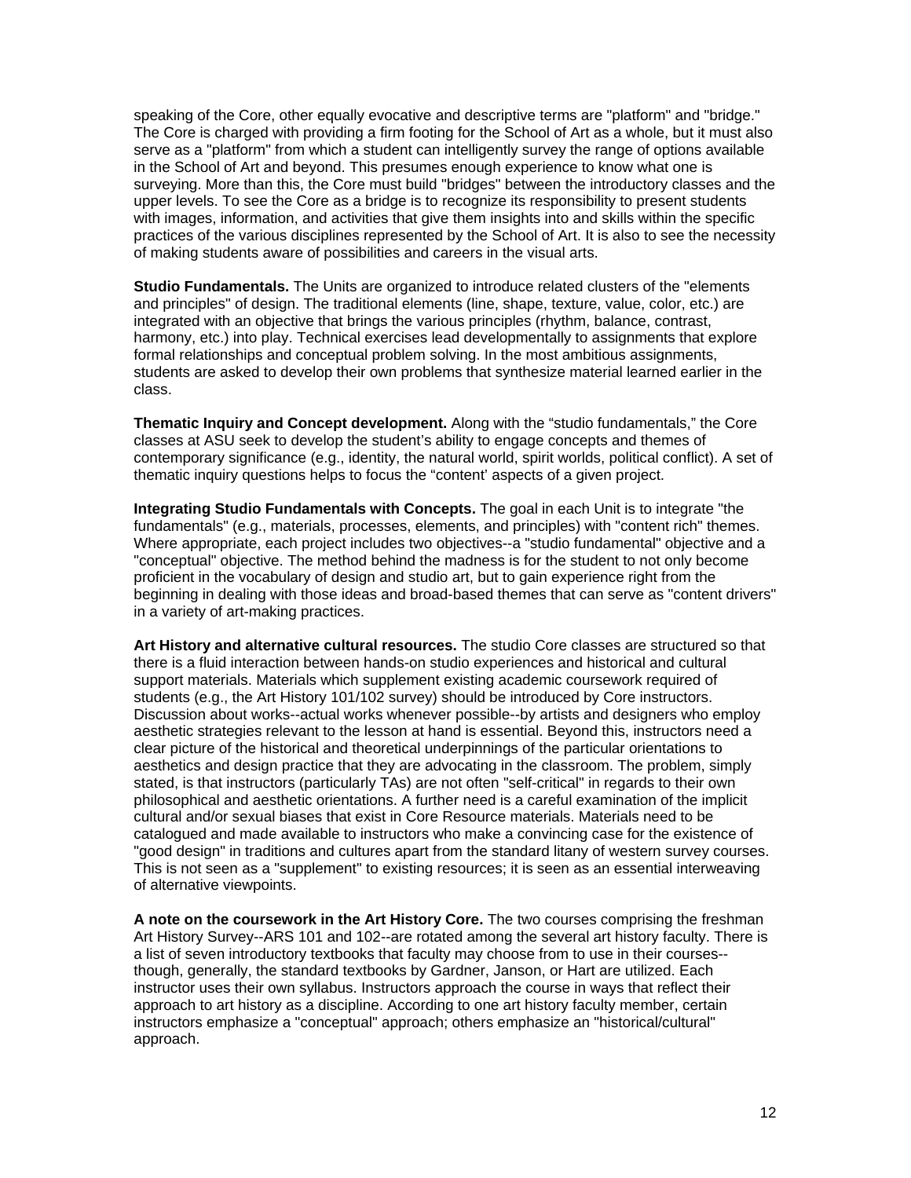speaking of the Core, other equally evocative and descriptive terms are "platform" and "bridge." The Core is charged with providing a firm footing for the School of Art as a whole, but it must also serve as a "platform" from which a student can intelligently survey the range of options available in the School of Art and beyond. This presumes enough experience to know what one is surveying. More than this, the Core must build "bridges" between the introductory classes and the upper levels. To see the Core as a bridge is to recognize its responsibility to present students with images, information, and activities that give them insights into and skills within the specific practices of the various disciplines represented by the School of Art. It is also to see the necessity of making students aware of possibilities and careers in the visual arts.

**Studio Fundamentals.** The Units are organized to introduce related clusters of the "elements and principles" of design. The traditional elements (line, shape, texture, value, color, etc.) are integrated with an objective that brings the various principles (rhythm, balance, contrast, harmony, etc.) into play. Technical exercises lead developmentally to assignments that explore formal relationships and conceptual problem solving. In the most ambitious assignments, students are asked to develop their own problems that synthesize material learned earlier in the class.

**Thematic Inquiry and Concept development.** Along with the "studio fundamentals," the Core classes at ASU seek to develop the student's ability to engage concepts and themes of contemporary significance (e.g., identity, the natural world, spirit worlds, political conflict). A set of thematic inquiry questions helps to focus the "content' aspects of a given project.

**Integrating Studio Fundamentals with Concepts.** The goal in each Unit is to integrate "the fundamentals" (e.g., materials, processes, elements, and principles) with "content rich" themes. Where appropriate, each project includes two objectives--a "studio fundamental" objective and a "conceptual" objective. The method behind the madness is for the student to not only become proficient in the vocabulary of design and studio art, but to gain experience right from the beginning in dealing with those ideas and broad-based themes that can serve as "content drivers" in a variety of art-making practices.

**Art History and alternative cultural resources.** The studio Core classes are structured so that there is a fluid interaction between hands-on studio experiences and historical and cultural support materials. Materials which supplement existing academic coursework required of students (e.g., the Art History 101/102 survey) should be introduced by Core instructors. Discussion about works--actual works whenever possible--by artists and designers who employ aesthetic strategies relevant to the lesson at hand is essential. Beyond this, instructors need a clear picture of the historical and theoretical underpinnings of the particular orientations to aesthetics and design practice that they are advocating in the classroom. The problem, simply stated, is that instructors (particularly TAs) are not often "self-critical" in regards to their own philosophical and aesthetic orientations. A further need is a careful examination of the implicit cultural and/or sexual biases that exist in Core Resource materials. Materials need to be catalogued and made available to instructors who make a convincing case for the existence of "good design" in traditions and cultures apart from the standard litany of western survey courses. This is not seen as a "supplement" to existing resources; it is seen as an essential interweaving of alternative viewpoints.

**A note on the coursework in the Art History Core.** The two courses comprising the freshman Art History Survey--ARS 101 and 102--are rotated among the several art history faculty. There is a list of seven introductory textbooks that faculty may choose from to use in their courses--though, generally, the standard textbooks by Gardner, Janson, or Hart are utilized. Each instructor uses their own syllabus. Instructors approach the course in ways that reflect their approach to art history as a discipline. According to one art history faculty member, certain instructors emphasize a "conceptual" approach; others emphasize an "historical/cultural" approach.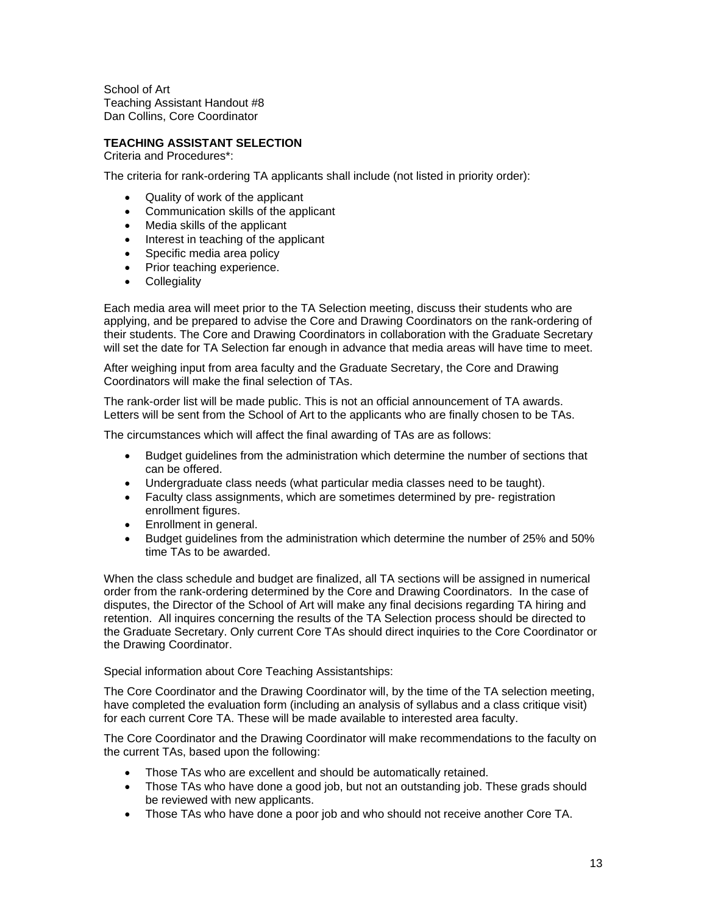School of Art
Teaching Assistant Handout #8
Dan Collins, Core Coordinator

**TEACHING ASSISTANT SELECTION**
Criteria and Procedures*:

The criteria for rank-ordering TA applicants shall include (not listed in priority order):

- Quality of work of the applicant
- Communication skills of the applicant
- Media skills of the applicant
- Interest in teaching of the applicant
- Specific media area policy
- Prior teaching experience.
- Collegiality

Each media area will meet prior to the TA Selection meeting, discuss their students who are applying, and be prepared to advise the Core and Drawing Coordinators on the rank-ordering of their students. The Core and Drawing Coordinators in collaboration with the Graduate Secretary will set the date for TA Selection far enough in advance that media areas will have time to meet.

After weighing input from area faculty and the Graduate Secretary, the Core and Drawing Coordinators will make the final selection of TAs.

The rank-order list will be made public. This is not an official announcement of TA awards. Letters will be sent from the School of Art to the applicants who are finally chosen to be TAs.

The circumstances which will affect the final awarding of TAs are as follows:

- Budget guidelines from the administration which determine the number of sections that can be offered.
- Undergraduate class needs (what particular media classes need to be taught).
- Faculty class assignments, which are sometimes determined by pre- registration enrollment figures.
- Enrollment in general.
- Budget guidelines from the administration which determine the number of 25% and 50% time TAs to be awarded.

When the class schedule and budget are finalized, all TA sections will be assigned in numerical order from the rank-ordering determined by the Core and Drawing Coordinators. In the case of disputes, the Director of the School of Art will make any final decisions regarding TA hiring and retention. All inquires concerning the results of the TA Selection process should be directed to the Graduate Secretary. Only current Core TAs should direct inquiries to the Core Coordinator or the Drawing Coordinator.

Special information about Core Teaching Assistantships:

The Core Coordinator and the Drawing Coordinator will, by the time of the TA selection meeting, have completed the evaluation form (including an analysis of syllabus and a class critique visit) for each current Core TA. These will be made available to interested area faculty.

The Core Coordinator and the Drawing Coordinator will make recommendations to the faculty on the current TAs, based upon the following:

- Those TAs who are excellent and should be automatically retained.
- Those TAs who have done a good job, but not an outstanding job. These grads should be reviewed with new applicants.
- Those TAs who have done a poor job and who should not receive another Core TA.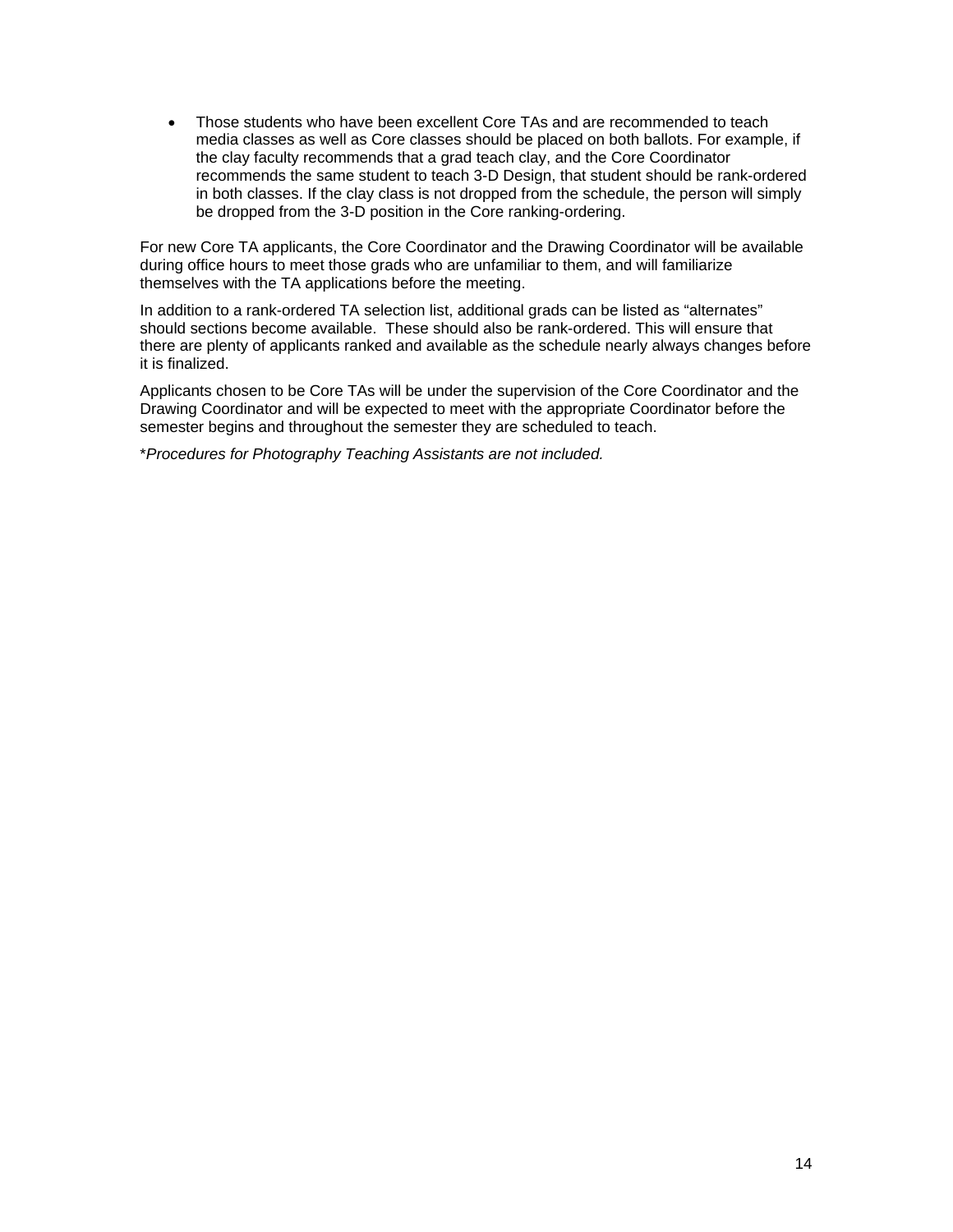- Those students who have been excellent Core TAs and are recommended to teach media classes as well as Core classes should be placed on both ballots. For example, if the clay faculty recommends that a grad teach clay, and the Core Coordinator recommends the same student to teach 3-D Design, that student should be rank-ordered in both classes. If the clay class is not dropped from the schedule, the person will simply be dropped from the 3-D position in the Core ranking-ordering.

For new Core TA applicants, the Core Coordinator and the Drawing Coordinator will be available during office hours to meet those grads who are unfamiliar to them, and will familiarize themselves with the TA applications before the meeting.

In addition to a rank-ordered TA selection list, additional grads can be listed as "alternates" should sections become available. These should also be rank-ordered. This will ensure that there are plenty of applicants ranked and available as the schedule nearly always changes before it is finalized.

Applicants chosen to be Core TAs will be under the supervision of the Core Coordinator and the Drawing Coordinator and will be expected to meet with the appropriate Coordinator before the semester begins and throughout the semester they are scheduled to teach.

**Procedures for Photography Teaching Assistants are not included.*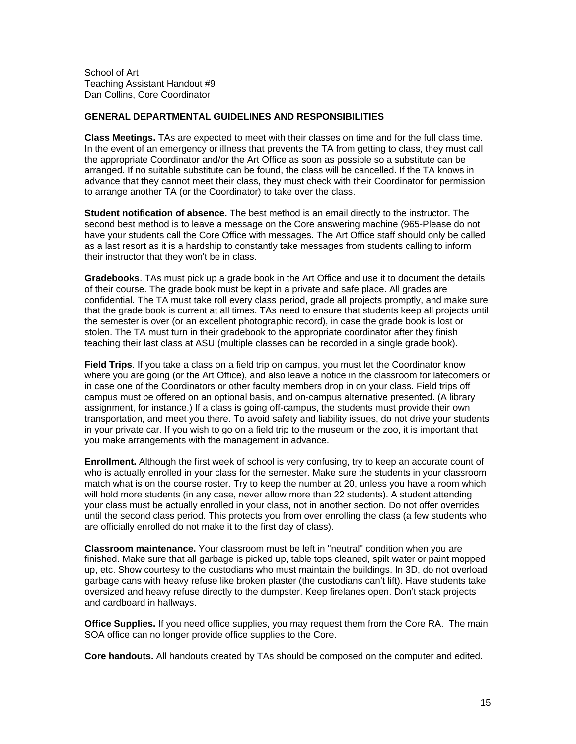School of Art
Teaching Assistant Handout #9
Dan Collins, Core Coordinator

**GENERAL DEPARTMENTAL GUIDELINES AND RESPONSIBILITIES**

**Class Meetings.** TAs are expected to meet with their classes on time and for the full class time. In the event of an emergency or illness that prevents the TA from getting to class, they must call the appropriate Coordinator and/or the Art Office as soon as possible so a substitute can be arranged. If no suitable substitute can be found, the class will be cancelled. If the TA knows in advance that they cannot meet their class, they must check with their Coordinator for permission to arrange another TA (or the Coordinator) to take over the class.

**Student notification of absence.** The best method is an email directly to the instructor. The second best method is to leave a message on the Core answering machine (965-Please do not have your students call the Core Office with messages. The Art Office staff should only be called as a last resort as it is a hardship to constantly take messages from students calling to inform their instructor that they won't be in class.

**Gradebooks**. TAs must pick up a grade book in the Art Office and use it to document the details of their course. The grade book must be kept in a private and safe place. All grades are confidential. The TA must take roll every class period, grade all projects promptly, and make sure that the grade book is current at all times. TAs need to ensure that students keep all projects until the semester is over (or an excellent photographic record), in case the grade book is lost or stolen. The TA must turn in their gradebook to the appropriate coordinator after they finish teaching their last class at ASU (multiple classes can be recorded in a single grade book).

**Field Trips**. If you take a class on a field trip on campus, you must let the Coordinator know where you are going (or the Art Office), and also leave a notice in the classroom for latecomers or in case one of the Coordinators or other faculty members drop in on your class. Field trips off campus must be offered on an optional basis, and on-campus alternative presented. (A library assignment, for instance.) If a class is going off-campus, the students must provide their own transportation, and meet you there. To avoid safety and liability issues, do not drive your students in your private car. If you wish to go on a field trip to the museum or the zoo, it is important that you make arrangements with the management in advance.

**Enrollment.** Although the first week of school is very confusing, try to keep an accurate count of who is actually enrolled in your class for the semester. Make sure the students in your classroom match what is on the course roster. Try to keep the number at 20, unless you have a room which will hold more students (in any case, never allow more than 22 students). A student attending your class must be actually enrolled in your class, not in another section. Do not offer overrides until the second class period. This protects you from over enrolling the class (a few students who are officially enrolled do not make it to the first day of class).

**Classroom maintenance.** Your classroom must be left in "neutral" condition when you are finished. Make sure that all garbage is picked up, table tops cleaned, spilt water or paint mopped up, etc. Show courtesy to the custodians who must maintain the buildings. In 3D, do not overload garbage cans with heavy refuse like broken plaster (the custodians can't lift). Have students take oversized and heavy refuse directly to the dumpster. Keep firelanes open. Don't stack projects and cardboard in hallways.

**Office Supplies.** If you need office supplies, you may request them from the Core RA. The main SOA office can no longer provide office supplies to the Core.

**Core handouts.** All handouts created by TAs should be composed on the computer and edited.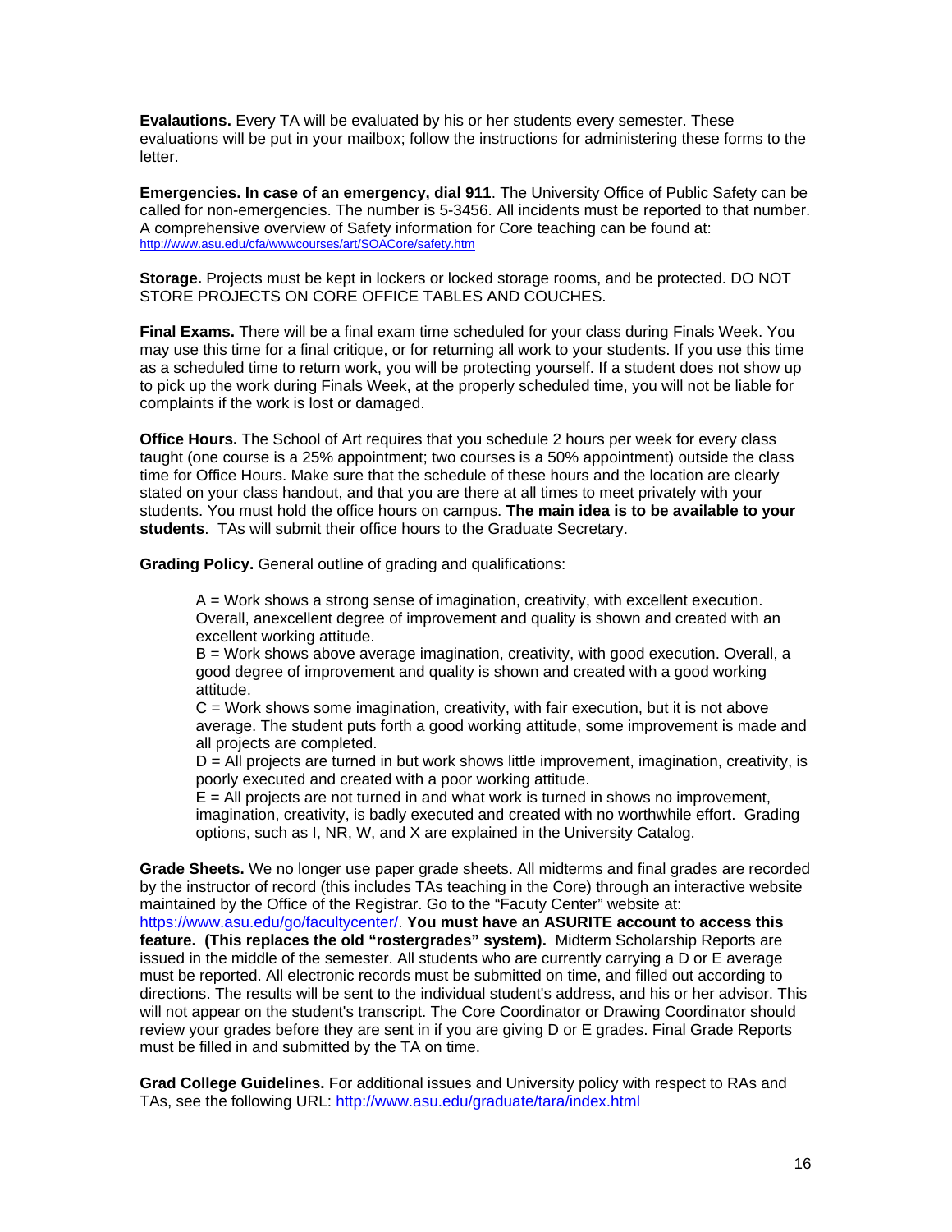**Evalautions.** Every TA will be evaluated by his or her students every semester. These evaluations will be put in your mailbox; follow the instructions for administering these forms to the letter.

**Emergencies. In case of an emergency, dial 911**. The University Office of Public Safety can be called for non-emergencies. The number is 5-3456. All incidents must be reported to that number. A comprehensive overview of Safety information for Core teaching can be found at: http://www.asu.edu/cfa/wwwcourses/art/SOACore/safety.htm

**Storage.** Projects must be kept in lockers or locked storage rooms, and be protected. DO NOT STORE PROJECTS ON CORE OFFICE TABLES AND COUCHES.

**Final Exams.** There will be a final exam time scheduled for your class during Finals Week. You may use this time for a final critique, or for returning all work to your students. If you use this time as a scheduled time to return work, you will be protecting yourself. If a student does not show up to pick up the work during Finals Week, at the properly scheduled time, you will not be liable for complaints if the work is lost or damaged.

**Office Hours.** The School of Art requires that you schedule 2 hours per week for every class taught (one course is a 25% appointment; two courses is a 50% appointment) outside the class time for Office Hours. Make sure that the schedule of these hours and the location are clearly stated on your class handout, and that you are there at all times to meet privately with your students. You must hold the office hours on campus. **The main idea is to be available to your students**. TAs will submit their office hours to the Graduate Secretary.

**Grading Policy.** General outline of grading and qualifications:

> A = Work shows a strong sense of imagination, creativity, with excellent execution. Overall, anexcellent degree of improvement and quality is shown and created with an excellent working attitude.
> B = Work shows above average imagination, creativity, with good execution. Overall, a good degree of improvement and quality is shown and created with a good working attitude.
> C = Work shows some imagination, creativity, with fair execution, but it is not above average. The student puts forth a good working attitude, some improvement is made and all projects are completed.
> D = All projects are turned in but work shows little improvement, imagination, creativity, is poorly executed and created with a poor working attitude.
> E = All projects are not turned in and what work is turned in shows no improvement, imagination, creativity, is badly executed and created with no worthwhile effort. Grading options, such as I, NR, W, and X are explained in the University Catalog.

**Grade Sheets.** We no longer use paper grade sheets. All midterms and final grades are recorded by the instructor of record (this includes TAs teaching in the Core) through an interactive website maintained by the Office of the Registrar. Go to the "Facuty Center" website at: https://www.asu.edu/go/facultycenter/. **You must have an ASURITE account to access this feature. (This replaces the old "rostergrades" system).** Midterm Scholarship Reports are issued in the middle of the semester. All students who are currently carrying a D or E average must be reported. All electronic records must be submitted on time, and filled out according to directions. The results will be sent to the individual student's address, and his or her advisor. This will not appear on the student's transcript. The Core Coordinator or Drawing Coordinator should review your grades before they are sent in if you are giving D or E grades. Final Grade Reports must be filled in and submitted by the TA on time.

**Grad College Guidelines.** For additional issues and University policy with respect to RAs and TAs, see the following URL: http://www.asu.edu/graduate/tara/index.html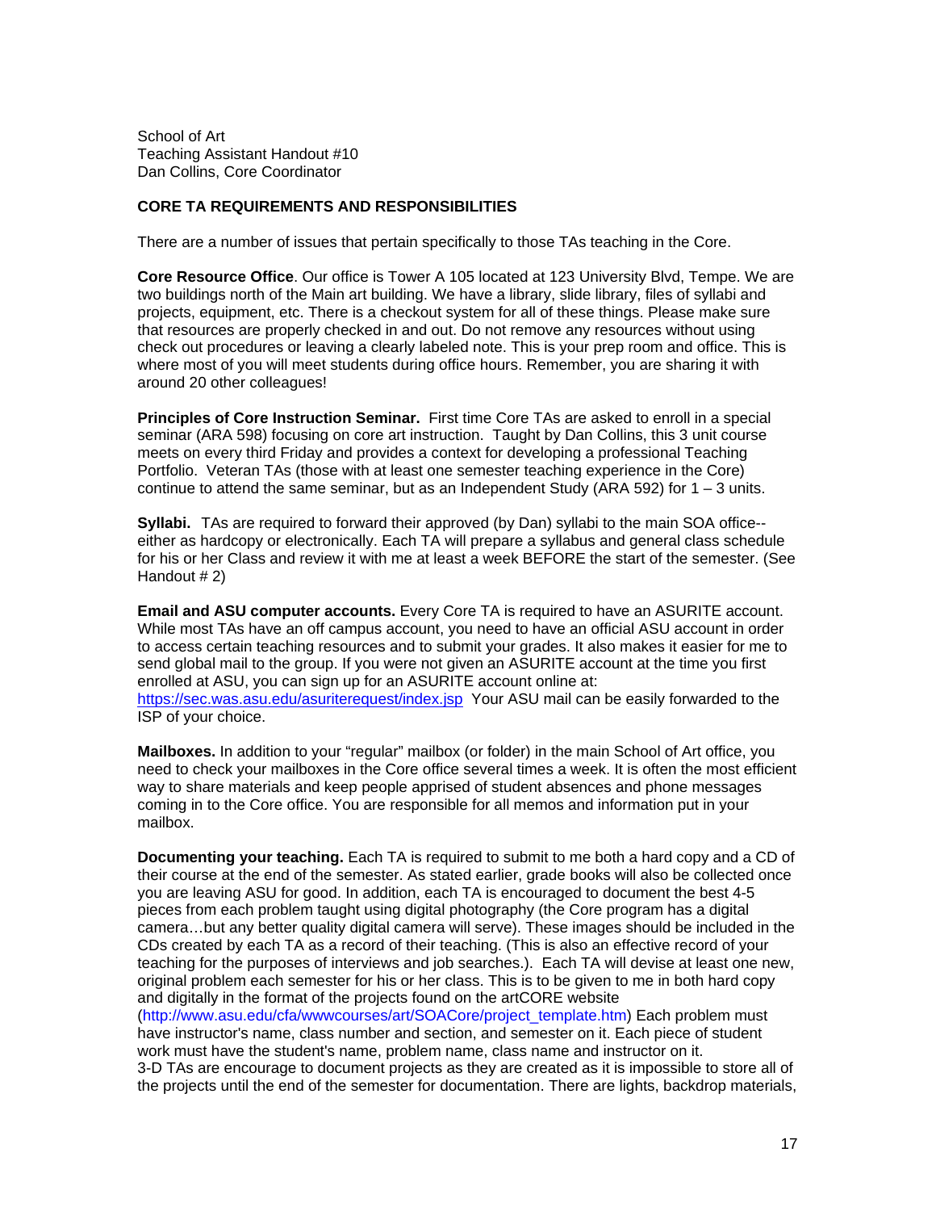School of Art
Teaching Assistant Handout #10
Dan Collins, Core Coordinator

**CORE TA REQUIREMENTS AND RESPONSIBILITIES**

There are a number of issues that pertain specifically to those TAs teaching in the Core.

**Core Resource Office**. Our office is Tower A 105 located at 123 University Blvd, Tempe. We are two buildings north of the Main art building. We have a library, slide library, files of syllabi and projects, equipment, etc. There is a checkout system for all of these things. Please make sure that resources are properly checked in and out. Do not remove any resources without using check out procedures or leaving a clearly labeled note. This is your prep room and office. This is where most of you will meet students during office hours. Remember, you are sharing it with around 20 other colleagues!

**Principles of Core Instruction Seminar.** First time Core TAs are asked to enroll in a special seminar (ARA 598) focusing on core art instruction. Taught by Dan Collins, this 3 unit course meets on every third Friday and provides a context for developing a professional Teaching Portfolio. Veteran TAs (those with at least one semester teaching experience in the Core) continue to attend the same seminar, but as an Independent Study (ARA 592) for 1 – 3 units.

**Syllabi.** TAs are required to forward their approved (by Dan) syllabi to the main SOA office--either as hardcopy or electronically. Each TA will prepare a syllabus and general class schedule for his or her Class and review it with me at least a week BEFORE the start of the semester. (See Handout # 2)

**Email and ASU computer accounts.** Every Core TA is required to have an ASURITE account. While most TAs have an off campus account, you need to have an official ASU account in order to access certain teaching resources and to submit your grades. It also makes it easier for me to send global mail to the group. If you were not given an ASURITE account at the time you first enrolled at ASU, you can sign up for an ASURITE account online at: https://sec.was.asu.edu/asuriterequest/index.jsp Your ASU mail can be easily forwarded to the ISP of your choice.

**Mailboxes.** In addition to your "regular" mailbox (or folder) in the main School of Art office, you need to check your mailboxes in the Core office several times a week. It is often the most efficient way to share materials and keep people apprised of student absences and phone messages coming in to the Core office. You are responsible for all memos and information put in your mailbox.

**Documenting your teaching.** Each TA is required to submit to me both a hard copy and a CD of their course at the end of the semester. As stated earlier, grade books will also be collected once you are leaving ASU for good. In addition, each TA is encouraged to document the best 4-5 pieces from each problem taught using digital photography (the Core program has a digital camera…but any better quality digital camera will serve). These images should be included in the CDs created by each TA as a record of their teaching. (This is also an effective record of your teaching for the purposes of interviews and job searches.). Each TA will devise at least one new, original problem each semester for his or her class. This is to be given to me in both hard copy and digitally in the format of the projects found on the artCORE website (http://www.asu.edu/cfa/wwwcourses/art/SOACore/project_template.htm) Each problem must have instructor's name, class number and section, and semester on it. Each piece of student work must have the student's name, problem name, class name and instructor on it.
3-D TAs are encourage to document projects as they are created as it is impossible to store all of the projects until the end of the semester for documentation. There are lights, backdrop materials,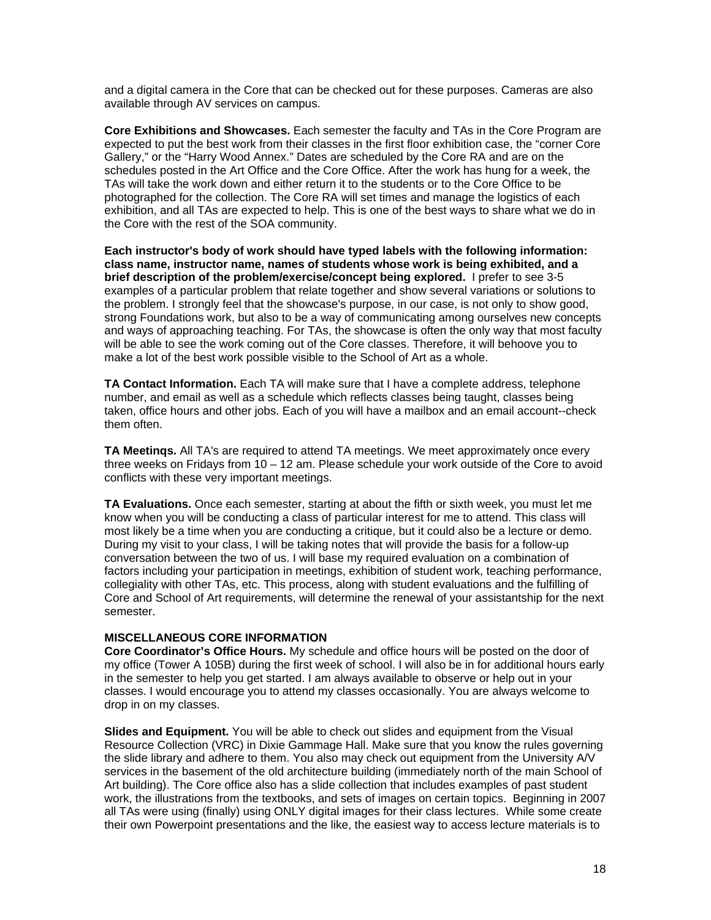and a digital camera in the Core that can be checked out for these purposes. Cameras are also available through AV services on campus.

**Core Exhibitions and Showcases.** Each semester the faculty and TAs in the Core Program are expected to put the best work from their classes in the first floor exhibition case, the "corner Core Gallery," or the "Harry Wood Annex." Dates are scheduled by the Core RA and are on the schedules posted in the Art Office and the Core Office. After the work has hung for a week, the TAs will take the work down and either return it to the students or to the Core Office to be photographed for the collection. The Core RA will set times and manage the logistics of each exhibition, and all TAs are expected to help. This is one of the best ways to share what we do in the Core with the rest of the SOA community.

**Each instructor's body of work should have typed labels with the following information: class name, instructor name, names of students whose work is being exhibited, and a brief description of the problem/exercise/concept being explored.** I prefer to see 3-5 examples of a particular problem that relate together and show several variations or solutions to the problem. I strongly feel that the showcase's purpose, in our case, is not only to show good, strong Foundations work, but also to be a way of communicating among ourselves new concepts and ways of approaching teaching. For TAs, the showcase is often the only way that most faculty will be able to see the work coming out of the Core classes. Therefore, it will behoove you to make a lot of the best work possible visible to the School of Art as a whole.

**TA Contact Information.** Each TA will make sure that I have a complete address, telephone number, and email as well as a schedule which reflects classes being taught, classes being taken, office hours and other jobs. Each of you will have a mailbox and an email account--check them often.

**TA Meetinqs.** All TA's are required to attend TA meetings. We meet approximately once every three weeks on Fridays from 10 – 12 am. Please schedule your work outside of the Core to avoid conflicts with these very important meetings.

**TA Evaluations.** Once each semester, starting at about the fifth or sixth week, you must let me know when you will be conducting a class of particular interest for me to attend. This class will most likely be a time when you are conducting a critique, but it could also be a lecture or demo. During my visit to your class, I will be taking notes that will provide the basis for a follow-up conversation between the two of us. I will base my required evaluation on a combination of factors including your participation in meetings, exhibition of student work, teaching performance, collegiality with other TAs, etc. This process, along with student evaluations and the fulfilling of Core and School of Art requirements, will determine the renewal of your assistantship for the next semester.

**MISCELLANEOUS CORE INFORMATION**

**Core Coordinator's Office Hours.** My schedule and office hours will be posted on the door of my office (Tower A 105B) during the first week of school. I will also be in for additional hours early in the semester to help you get started. I am always available to observe or help out in your classes. I would encourage you to attend my classes occasionally. You are always welcome to drop in on my classes.

**Slides and Equipment.** You will be able to check out slides and equipment from the Visual Resource Collection (VRC) in Dixie Gammage Hall. Make sure that you know the rules governing the slide library and adhere to them. You also may check out equipment from the University A/V services in the basement of the old architecture building (immediately north of the main School of Art building). The Core office also has a slide collection that includes examples of past student work, the illustrations from the textbooks, and sets of images on certain topics. Beginning in 2007 all TAs were using (finally) using ONLY digital images for their class lectures. While some create their own Powerpoint presentations and the like, the easiest way to access lecture materials is to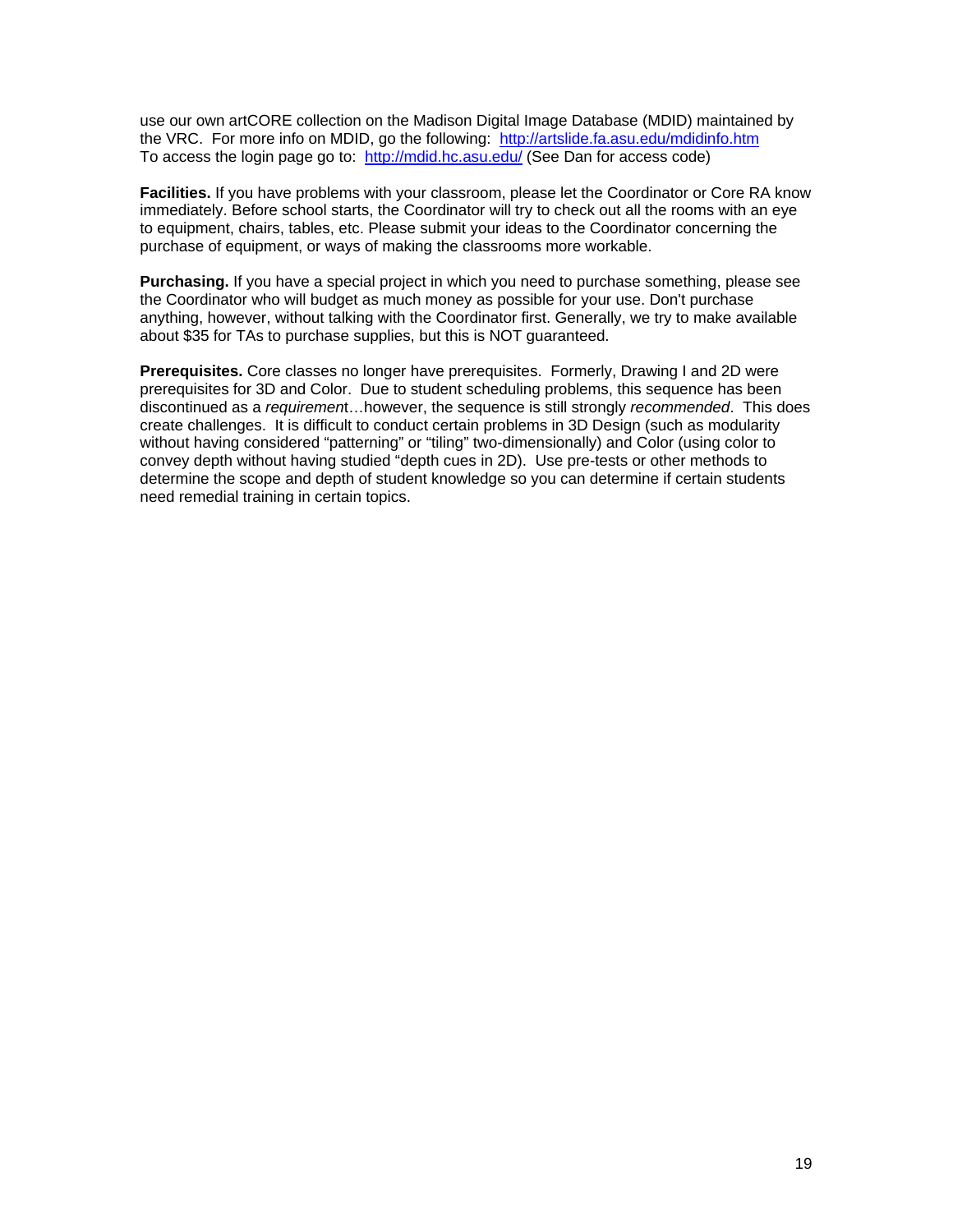use our own artCORE collection on the Madison Digital Image Database (MDID) maintained by the VRC. For more info on MDID, go the following: http://artslide.fa.asu.edu/mdidinfo.htm
To access the login page go to: http://mdid.hc.asu.edu/ (See Dan for access code)

**Facilities.** If you have problems with your classroom, please let the Coordinator or Core RA know immediately. Before school starts, the Coordinator will try to check out all the rooms with an eye to equipment, chairs, tables, etc. Please submit your ideas to the Coordinator concerning the purchase of equipment, or ways of making the classrooms more workable.

**Purchasing.** If you have a special project in which you need to purchase something, please see the Coordinator who will budget as much money as possible for your use. Don't purchase anything, however, without talking with the Coordinator first. Generally, we try to make available about $35 for TAs to purchase supplies, but this is NOT guaranteed.

**Prerequisites.** Core classes no longer have prerequisites. Formerly, Drawing I and 2D were prerequisites for 3D and Color. Due to student scheduling problems, this sequence has been discontinued as a *requirement*…however, the sequence is still strongly *recommended*. This does create challenges. It is difficult to conduct certain problems in 3D Design (such as modularity without having considered "patterning" or "tiling" two-dimensionally) and Color (using color to convey depth without having studied "depth cues in 2D). Use pre-tests or other methods to determine the scope and depth of student knowledge so you can determine if certain students need remedial training in certain topics.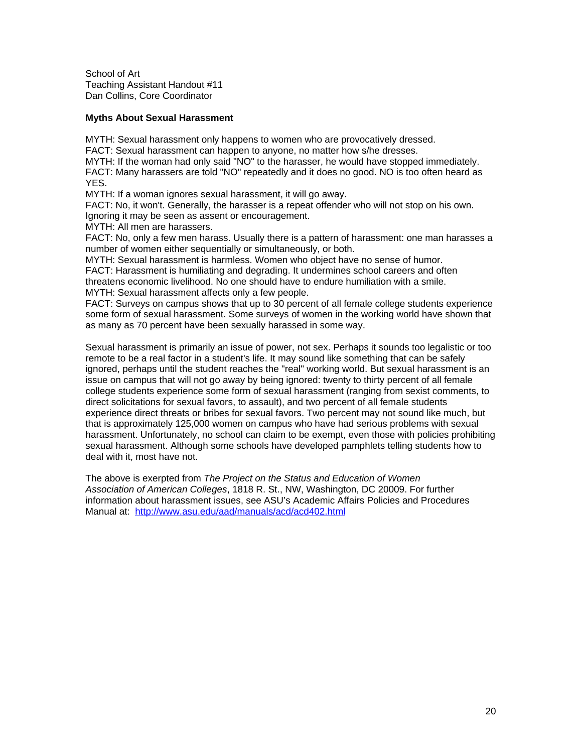School of Art
Teaching Assistant Handout #11
Dan Collins, Core Coordinator

**Myths About Sexual Harassment**

MYTH: Sexual harassment only happens to women who are provocatively dressed.
FACT: Sexual harassment can happen to anyone, no matter how s/he dresses.
MYTH: If the woman had only said "NO" to the harasser, he would have stopped immediately.
FACT: Many harassers are told "NO" repeatedly and it does no good. NO is too often heard as YES.
MYTH: If a woman ignores sexual harassment, it will go away.
FACT: No, it won't. Generally, the harasser is a repeat offender who will not stop on his own. Ignoring it may be seen as assent or encouragement.
MYTH: All men are harassers.
FACT: No, only a few men harass. Usually there is a pattern of harassment: one man harasses a number of women either sequentially or simultaneously, or both.
MYTH: Sexual harassment is harmless. Women who object have no sense of humor.
FACT: Harassment is humiliating and degrading. It undermines school careers and often threatens economic livelihood. No one should have to endure humiliation with a smile.
MYTH: Sexual harassment affects only a few people.
FACT: Surveys on campus shows that up to 30 percent of all female college students experience some form of sexual harassment. Some surveys of women in the working world have shown that as many as 70 percent have been sexually harassed in some way.

Sexual harassment is primarily an issue of power, not sex. Perhaps it sounds too legalistic or too remote to be a real factor in a student's life. It may sound like something that can be safely ignored, perhaps until the student reaches the "real" working world. But sexual harassment is an issue on campus that will not go away by being ignored: twenty to thirty percent of all female college students experience some form of sexual harassment (ranging from sexist comments, to direct solicitations for sexual favors, to assault), and two percent of all female students experience direct threats or bribes for sexual favors. Two percent may not sound like much, but that is approximately 125,000 women on campus who have had serious problems with sexual harassment. Unfortunately, no school can claim to be exempt, even those with policies prohibiting sexual harassment. Although some schools have developed pamphlets telling students how to deal with it, most have not.

The above is exerpted from *The Project on the Status and Education of Women Association of American Colleges*, 1818 R. St., NW, Washington, DC 20009. For further information about harassment issues, see ASU's Academic Affairs Policies and Procedures Manual at: [http://www.asu.edu/aad/manuals/acd/acd402.html](http://www.asu.edu/aad/manuals/acd/acd402.html)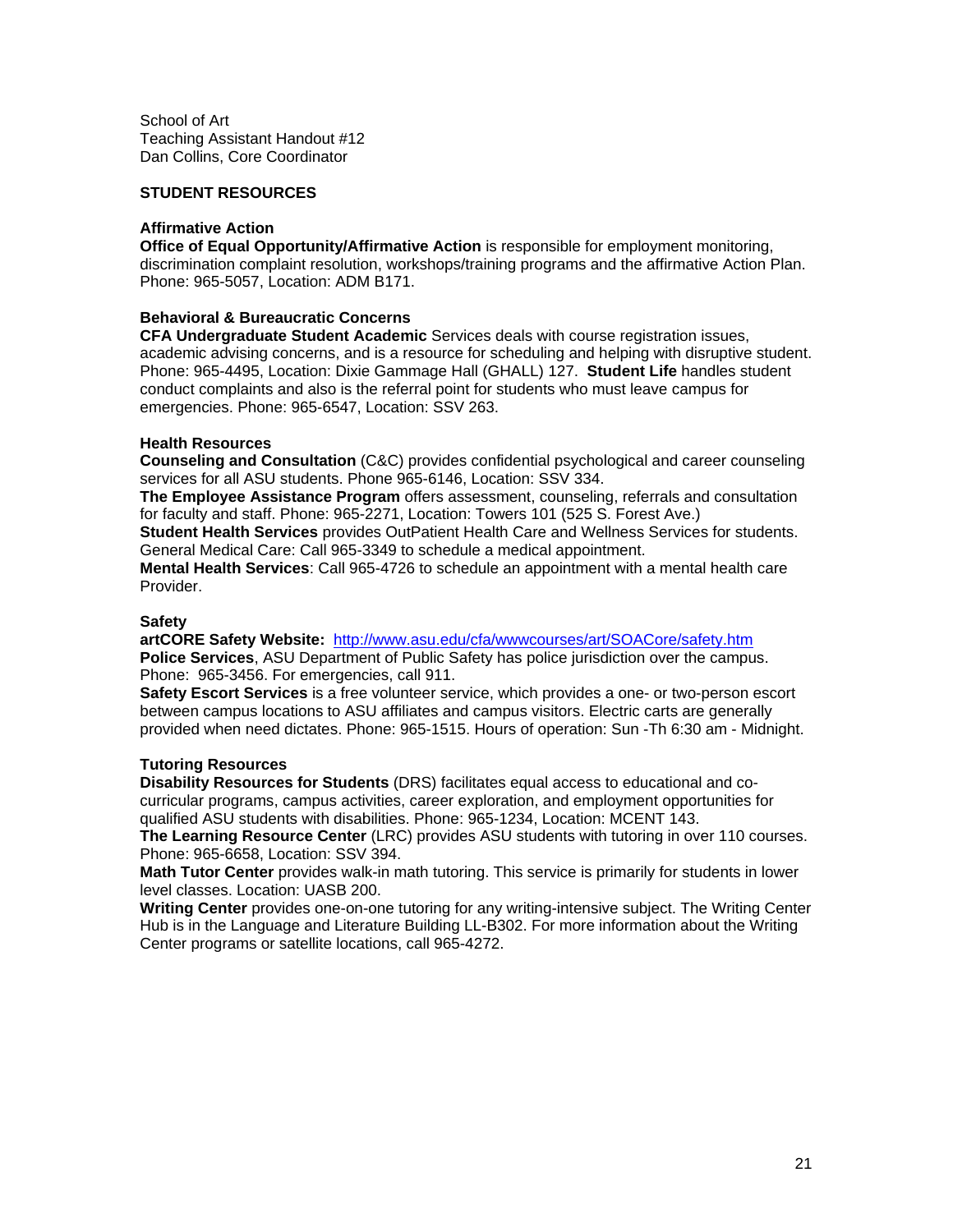School of Art
Teaching Assistant Handout #12
Dan Collins, Core Coordinator

## STUDENT RESOURCES

### Affirmative Action

**Office of Equal Opportunity/Affirmative Action** is responsible for employment monitoring, discrimination complaint resolution, workshops/training programs and the affirmative Action Plan. Phone: 965-5057, Location: ADM B171.

### Behavioral & Bureaucratic Concerns

**CFA Undergraduate Student Academic** Services deals with course registration issues, academic advising concerns, and is a resource for scheduling and helping with disruptive student. Phone: 965-4495, Location: Dixie Gammage Hall (GHALL) 127. **Student Life** handles student conduct complaints and also is the referral point for students who must leave campus for emergencies. Phone: 965-6547, Location: SSV 263.

### Health Resources

**Counseling and Consultation** (C&C) provides confidential psychological and career counseling services for all ASU students. Phone 965-6146, Location: SSV 334.
**The Employee Assistance Program** offers assessment, counseling, referrals and consultation for faculty and staff. Phone: 965-2271, Location: Towers 101 (525 S. Forest Ave.)
**Student Health Services** provides OutPatient Health Care and Wellness Services for students. General Medical Care: Call 965-3349 to schedule a medical appointment.
**Mental Health Services**: Call 965-4726 to schedule an appointment with a mental health care Provider.

### Safety

**artCORE Safety Website:** http://www.asu.edu/cfa/wwwcourses/art/SOACore/safety.htm
**Police Services**, ASU Department of Public Safety has police jurisdiction over the campus. Phone: 965-3456. For emergencies, call 911.
**Safety Escort Services** is a free volunteer service, which provides a one- or two-person escort between campus locations to ASU affiliates and campus visitors. Electric carts are generally provided when need dictates. Phone: 965-1515. Hours of operation: Sun -Th 6:30 am - Midnight.

### Tutoring Resources

**Disability Resources for Students** (DRS) facilitates equal access to educational and co-curricular programs, campus activities, career exploration, and employment opportunities for qualified ASU students with disabilities. Phone: 965-1234, Location: MCENT 143.
**The Learning Resource Center** (LRC) provides ASU students with tutoring in over 110 courses. Phone: 965-6658, Location: SSV 394.
**Math Tutor Center** provides walk-in math tutoring. This service is primarily for students in lower level classes. Location: UASB 200.
**Writing Center** provides one-on-one tutoring for any writing-intensive subject. The Writing Center Hub is in the Language and Literature Building LL-B302. For more information about the Writing Center programs or satellite locations, call 965-4272.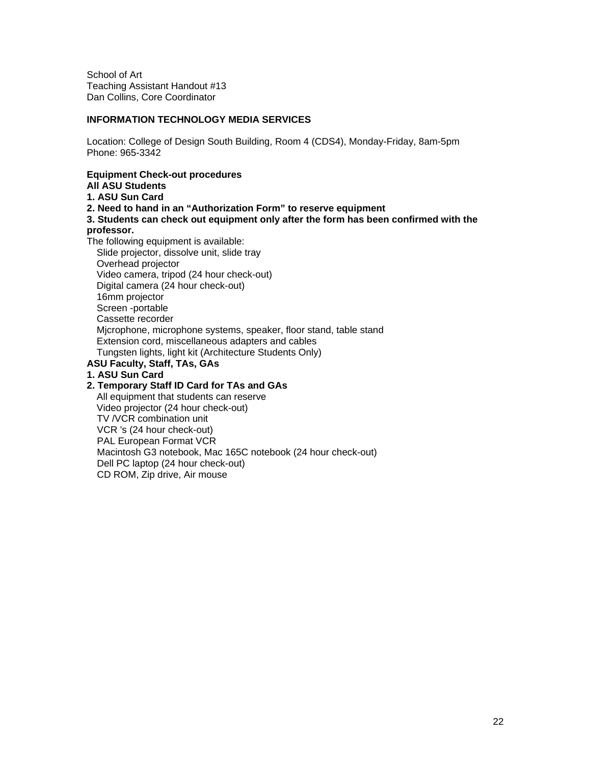School of Art
Teaching Assistant Handout #13
Dan Collins, Core Coordinator

**INFORMATION TECHNOLOGY MEDIA SERVICES**

Location: College of Design South Building, Room 4 (CDS4), Monday-Friday, 8am-5pm
Phone: 965-3342

**Equipment Check-out procedures**
**All ASU Students**
**1. ASU Sun Card**
**2. Need to hand in an "Authorization Form" to reserve equipment**
**3. Students can check out equipment only after the form has been confirmed with the professor.**

The following equipment is available:

- Slide projector, dissolve unit, slide tray
- Overhead projector
- Video camera, tripod (24 hour check-out)
- Digital camera (24 hour check-out)
- 16mm projector
- Screen -portable
- Cassette recorder
- Mjcrophone, microphone systems, speaker, floor stand, table stand
- Extension cord, miscellaneous adapters and cables
- Tungsten lights, light kit (Architecture Students Only)

**ASU Faculty, Staff, TAs, GAs**
**1. ASU Sun Card**
**2. Temporary Staff ID Card for TAs and GAs**

- All equipment that students can reserve
- Video projector (24 hour check-out)
- TV /VCR combination unit
- VCR 's (24 hour check-out)
- PAL European Format VCR
- Macintosh G3 notebook, Mac 165C notebook (24 hour check-out)
- Dell PC laptop (24 hour check-out)
- CD ROM, Zip drive, Air mouse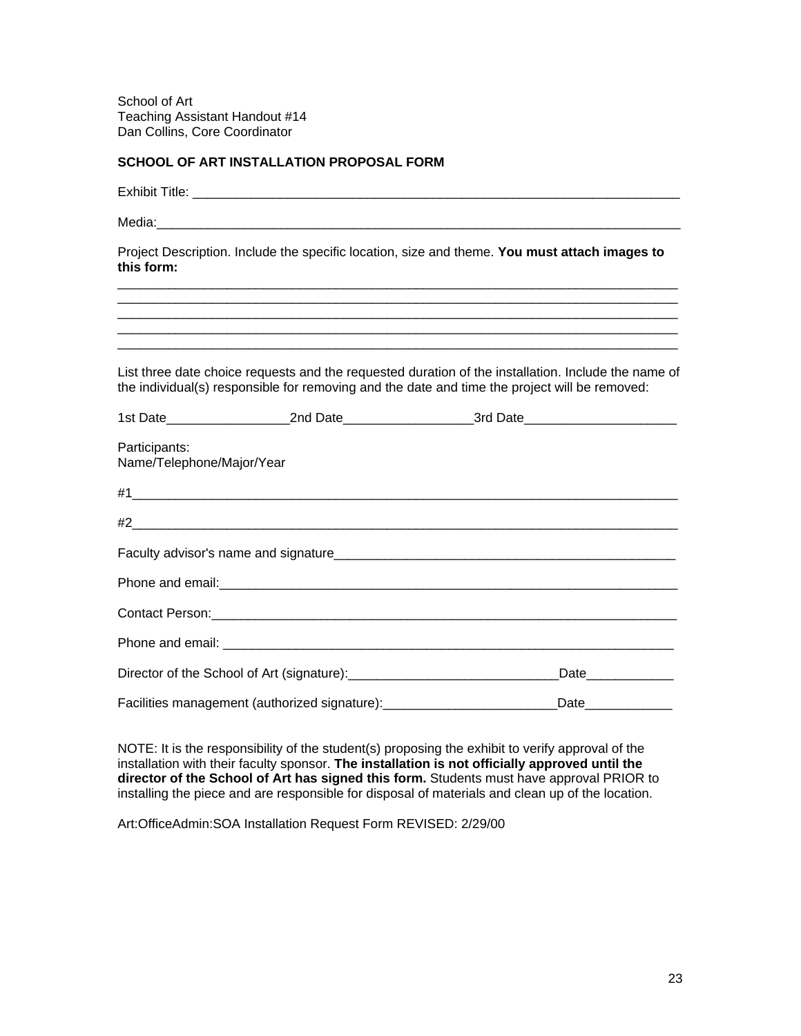School of Art
Teaching Assistant Handout #14
Dan Collins, Core Coordinator

**SCHOOL OF ART INSTALLATION PROPOSAL FORM**

Exhibit Title: ____________________________________________________________________

Media:__________________________________________________________________________

Project Description. Include the specific location, size and theme. **You must attach images to this form:**

________________________________________________________________________________
________________________________________________________________________________
________________________________________________________________________________
________________________________________________________________________________
________________________________________________________________________________

List three date choice requests and the requested duration of the installation. Include the name of the individual(s) responsible for removing and the date and time the project will be removed:

1st Date_________________2nd Date__________________3rd Date_____________________

Participants:
Name/Telephone/Major/Year

#1______________________________________________________________________________

#2______________________________________________________________________________

Faculty advisor's name and signature_______________________________________________

Phone and email:_______________________________________________________________

Contact Person:_________________________________________________________________

Phone and email: _______________________________________________________________

Director of the School of Art (signature):_____________________________Date____________

Facilities management (authorized signature):________________________Date____________

NOTE: It is the responsibility of the student(s) proposing the exhibit to verify approval of the installation with their faculty sponsor. **The installation is not officially approved until the director of the School of Art has signed this form.** Students must have approval PRIOR to installing the piece and are responsible for disposal of materials and clean up of the location.

Art:OfficeAdmin:SOA Installation Request Form REVISED: 2/29/00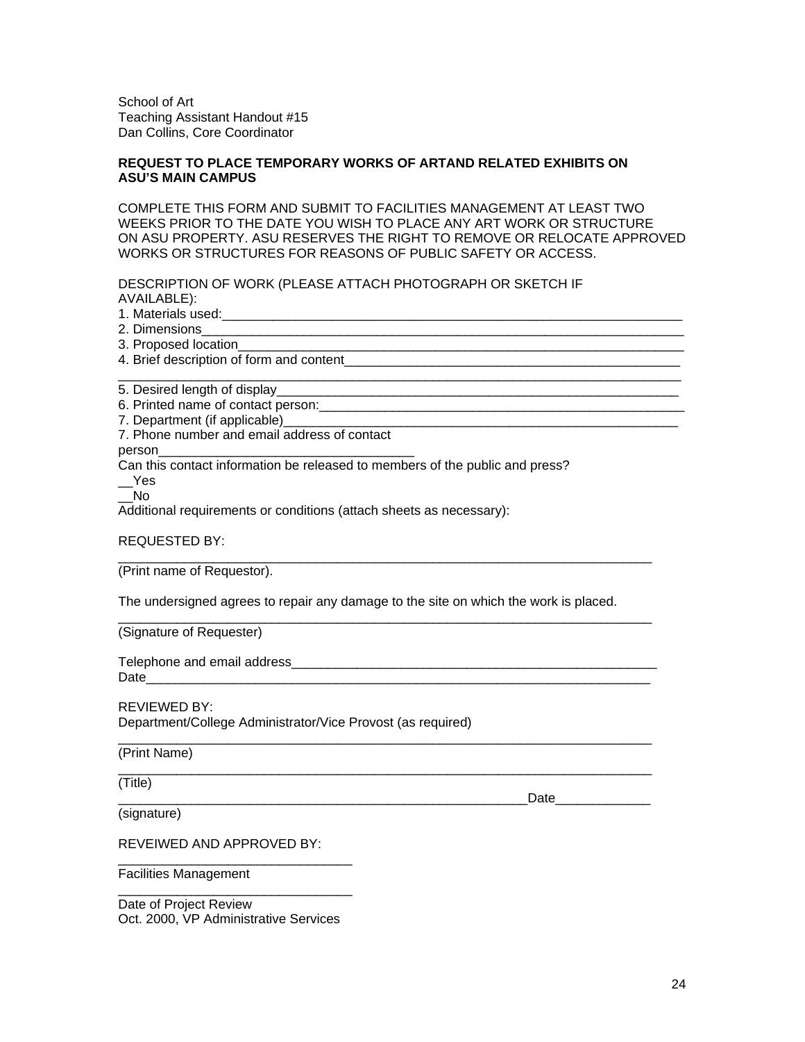School of Art
Teaching Assistant Handout #15
Dan Collins, Core Coordinator

**REQUEST TO PLACE TEMPORARY WORKS OF ARTAND RELATED EXHIBITS ON ASU'S MAIN CAMPUS**

COMPLETE THIS FORM AND SUBMIT TO FACILITIES MANAGEMENT AT LEAST TWO WEEKS PRIOR TO THE DATE YOU WISH TO PLACE ANY ART WORK OR STRUCTURE ON ASU PROPERTY. ASU RESERVES THE RIGHT TO REMOVE OR RELOCATE APPROVED WORKS OR STRUCTURES FOR REASONS OF PUBLIC SAFETY OR ACCESS.

DESCRIPTION OF WORK (PLEASE ATTACH PHOTOGRAPH OR SKETCH IF AVAILABLE):

1. Materials used:_______________________________________________________________
2. Dimensions___________________________________________________________________
3. Proposed location______________________________________________________________
4. Brief description of form and content_____________________________________________
_______________________________________________________________________________
5. Desired length of display_________________________________________________________
6. Printed name of contact person:____________________________________________________
7. Department (if applicable)_________________________________________________________
7. Phone number and email address of contact person___________________________________

Can this contact information be released to members of the public and press?
__Yes
__No

Additional requirements or conditions (attach sheets as necessary):

REQUESTED BY:

_______________________________________________________________________________
(Print name of Requestor).

The undersigned agrees to repair any damage to the site on which the work is placed.

_______________________________________________________________________________
(Signature of Requester)

Telephone and email address_______________________________________________________
Date__________________________________________________________________________

REVIEWED BY:
Department/College Administrator/Vice Provost (as required)

_______________________________________________________________________________
(Print Name)

_______________________________________________________________________________
(Title)

_____________________________________________________________Date_____________
(signature)

REVEIWED AND APPROVED BY:

________________________________
Facilities Management

________________________________
Date of Project Review
Oct. 2000, VP Administrative Services